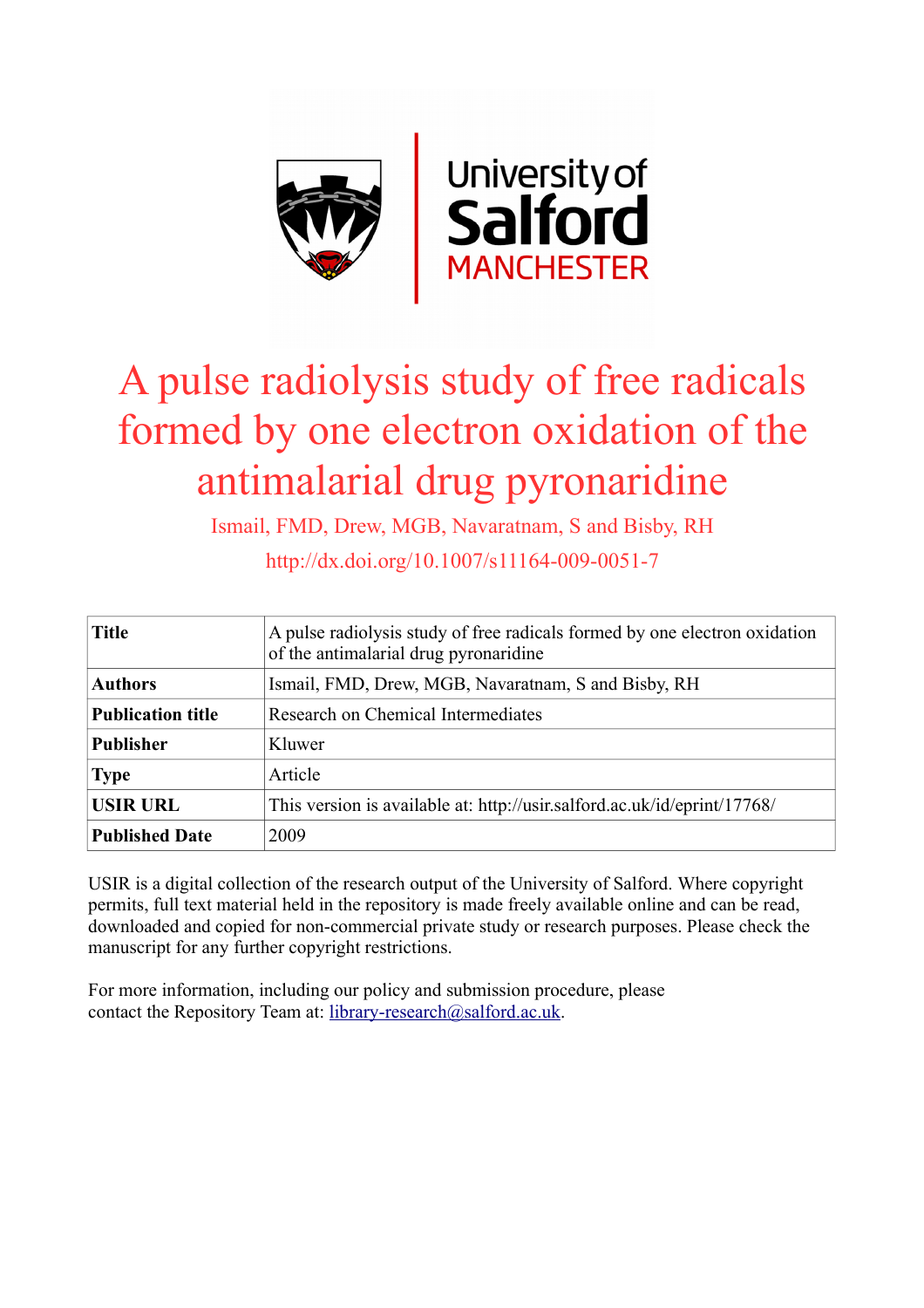University of Salford MANCHESTER

# A pulse radiolysis study of free radicals formed by one electron oxidation of the antimalarial drug pyronaridine

Ismail, FMD, Drew, MGB, Navaratnam, S and Bisby, RH

http://dx.doi.org/10.1007/s11164-009-0051-7

| | |
|---|---|
| **Title** | A pulse radiolysis study of free radicals formed by one electron oxidation of the antimalarial drug pyronaridine |
| **Authors** | Ismail, FMD, Drew, MGB, Navaratnam, S and Bisby, RH |
| **Publication title** | Research on Chemical Intermediates |
| **Publisher** | Kluwer |
| **Type** | Article |
| **USIR URL** | This version is available at: http://usir.salford.ac.uk/id/eprint/17768/ |
| **Published Date** | 2009 |

USIR is a digital collection of the research output of the University of Salford. Where copyright permits, full text material held in the repository is made freely available online and can be read, downloaded and copied for non-commercial private study or research purposes. Please check the manuscript for any further copyright restrictions.

For more information, including our policy and submission procedure, please contact the Repository Team at: library-research@salford.ac.uk.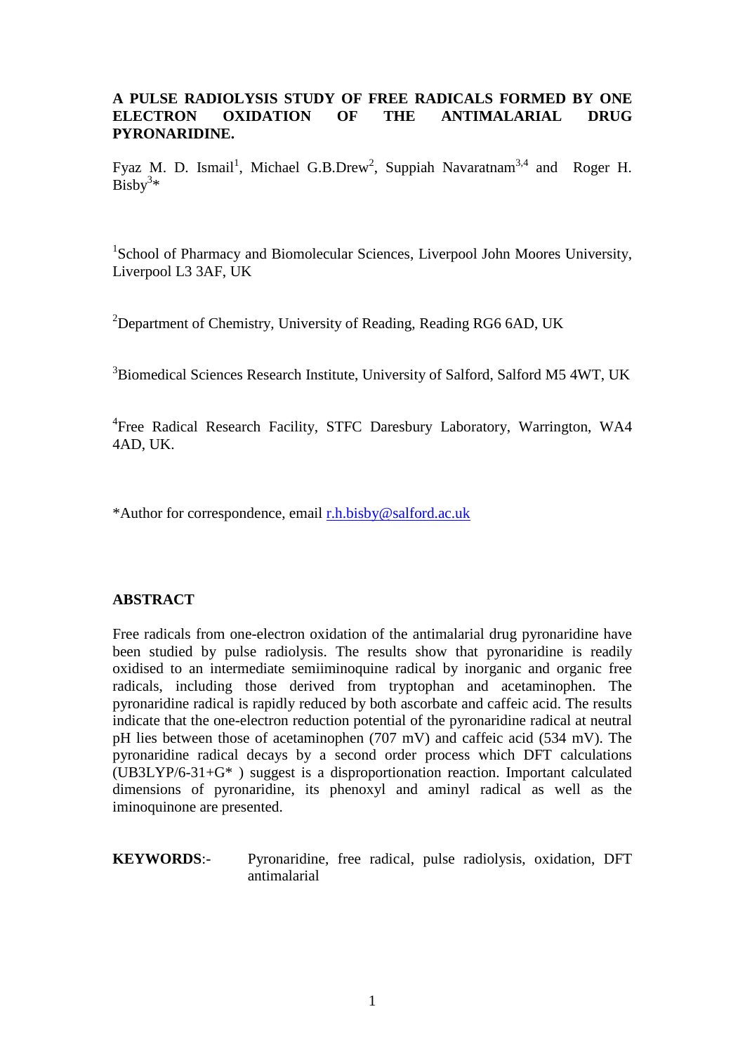# A PULSE RADIOLYSIS STUDY OF FREE RADICALS FORMED BY ONE ELECTRON OXIDATION OF THE ANTIMALARIAL DRUG PYRONARIDINE.

Fyaz M. D. Ismail[1], Michael G.B.Drew[2], Suppiah Navaratnam[3,4] and Roger H. Bisby[3]*

[1]School of Pharmacy and Biomolecular Sciences, Liverpool John Moores University, Liverpool L3 3AF, UK

[2]Department of Chemistry, University of Reading, Reading RG6 6AD, UK

[3]Biomedical Sciences Research Institute, University of Salford, Salford M5 4WT, UK

[4]Free Radical Research Facility, STFC Daresbury Laboratory, Warrington, WA4 4AD, UK.

*Author for correspondence, email r.h.bisby@salford.ac.uk

## ABSTRACT

Free radicals from one-electron oxidation of the antimalarial drug pyronaridine have been studied by pulse radiolysis. The results show that pyronaridine is readily oxidised to an intermediate semiiminoquine radical by inorganic and organic free radicals, including those derived from tryptophan and acetaminophen. The pyronaridine radical is rapidly reduced by both ascorbate and caffeic acid. The results indicate that the one-electron reduction potential of the pyronaridine radical at neutral pH lies between those of acetaminophen (707 mV) and caffeic acid (534 mV). The pyronaridine radical decays by a second order process which DFT calculations (UB3LYP/6-31+G* ) suggest is a disproportionation reaction. Important calculated dimensions of pyronaridine, its phenoxyl and aminyl radical as well as the iminoquinone are presented.

**KEYWORDS**:- Pyronaridine, free radical, pulse radiolysis, oxidation, DFT antimalarial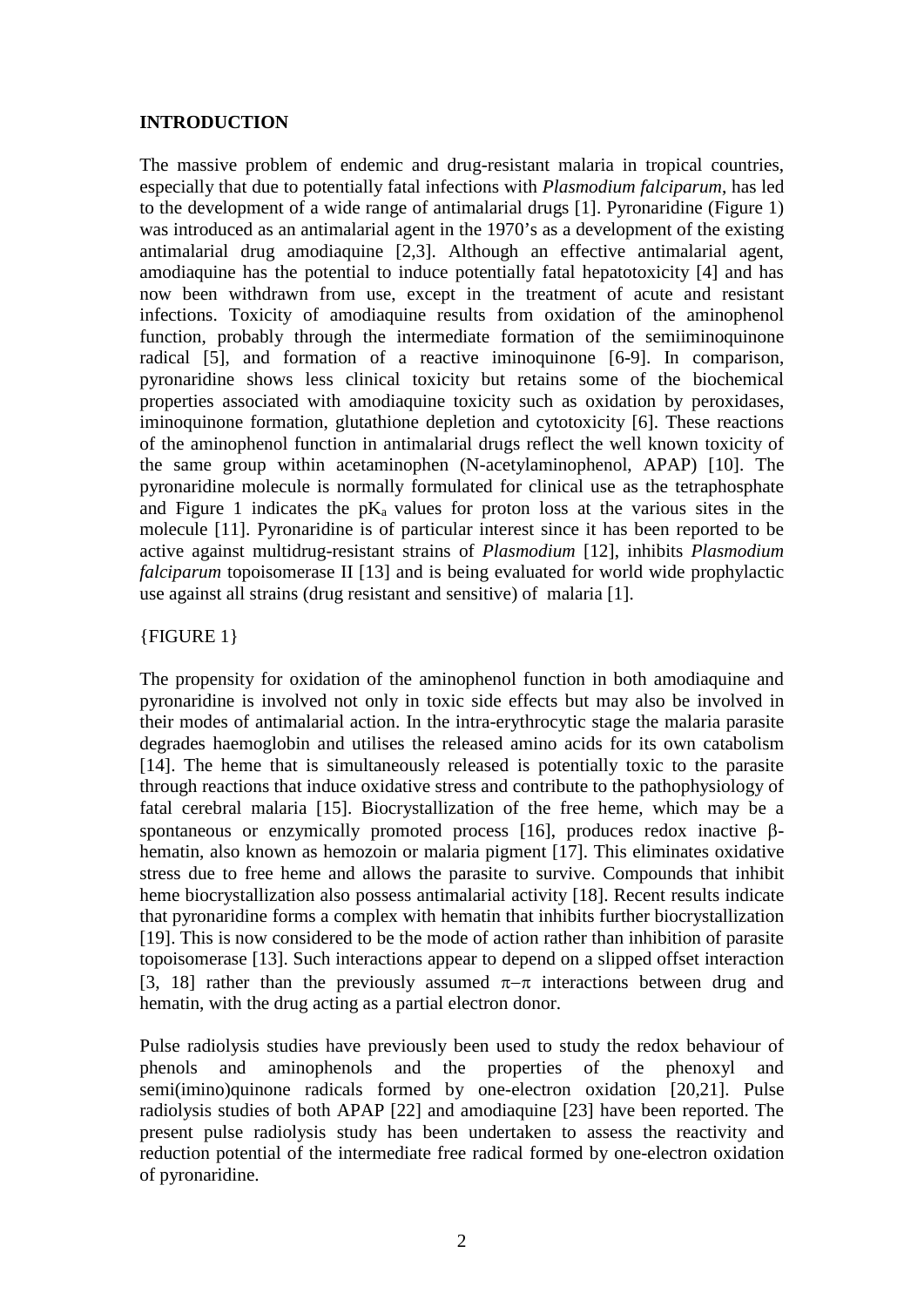## INTRODUCTION

The massive problem of endemic and drug-resistant malaria in tropical countries, especially that due to potentially fatal infections with *Plasmodium falciparum*, has led to the development of a wide range of antimalarial drugs [1]. Pyronaridine (Figure 1) was introduced as an antimalarial agent in the 1970's as a development of the existing antimalarial drug amodiaquine [2,3]. Although an effective antimalarial agent, amodiaquine has the potential to induce potentially fatal hepatotoxicity [4] and has now been withdrawn from use, except in the treatment of acute and resistant infections. Toxicity of amodiaquine results from oxidation of the aminophenol function, probably through the intermediate formation of the semiiminoquinone radical [5], and formation of a reactive iminoquinone [6-9]. In comparison, pyronaridine shows less clinical toxicity but retains some of the biochemical properties associated with amodiaquine toxicity such as oxidation by peroxidases, iminoquinone formation, glutathione depletion and cytotoxicity [6]. These reactions of the aminophenol function in antimalarial drugs reflect the well known toxicity of the same group within acetaminophen (N-acetylaminophenol, APAP) [10]. The pyronaridine molecule is normally formulated for clinical use as the tetraphosphate and Figure 1 indicates the $pK_a$ values for proton loss at the various sites in the molecule [11]. Pyronaridine is of particular interest since it has been reported to be active against multidrug-resistant strains of *Plasmodium* [12], inhibits *Plasmodium falciparum* topoisomerase II [13] and is being evaluated for world wide prophylactic use against all strains (drug resistant and sensitive) of malaria [1].

{FIGURE 1}

The propensity for oxidation of the aminophenol function in both amodiaquine and pyronaridine is involved not only in toxic side effects but may also be involved in their modes of antimalarial action. In the intra-erythrocytic stage the malaria parasite degrades haemoglobin and utilises the released amino acids for its own catabolism [14]. The heme that is simultaneously released is potentially toxic to the parasite through reactions that induce oxidative stress and contribute to the pathophysiology of fatal cerebral malaria [15]. Biocrystallization of the free heme, which may be a spontaneous or enzymically promoted process [16], produces redox inactive β-hematin, also known as hemozoin or malaria pigment [17]. This eliminates oxidative stress due to free heme and allows the parasite to survive. Compounds that inhibit heme biocrystallization also possess antimalarial activity [18]. Recent results indicate that pyronaridine forms a complex with hematin that inhibits further biocrystallization [19]. This is now considered to be the mode of action rather than inhibition of parasite topoisomerase [13]. Such interactions appear to depend on a slipped offset interaction [3, 18] rather than the previously assumed $\pi-\pi$ interactions between drug and hematin, with the drug acting as a partial electron donor.

Pulse radiolysis studies have previously been used to study the redox behaviour of phenols and aminophenols and the properties of the phenoxyl and semi(imino)quinone radicals formed by one-electron oxidation [20,21]. Pulse radiolysis studies of both APAP [22] and amodiaquine [23] have been reported. The present pulse radiolysis study has been undertaken to assess the reactivity and reduction potential of the intermediate free radical formed by one-electron oxidation of pyronaridine.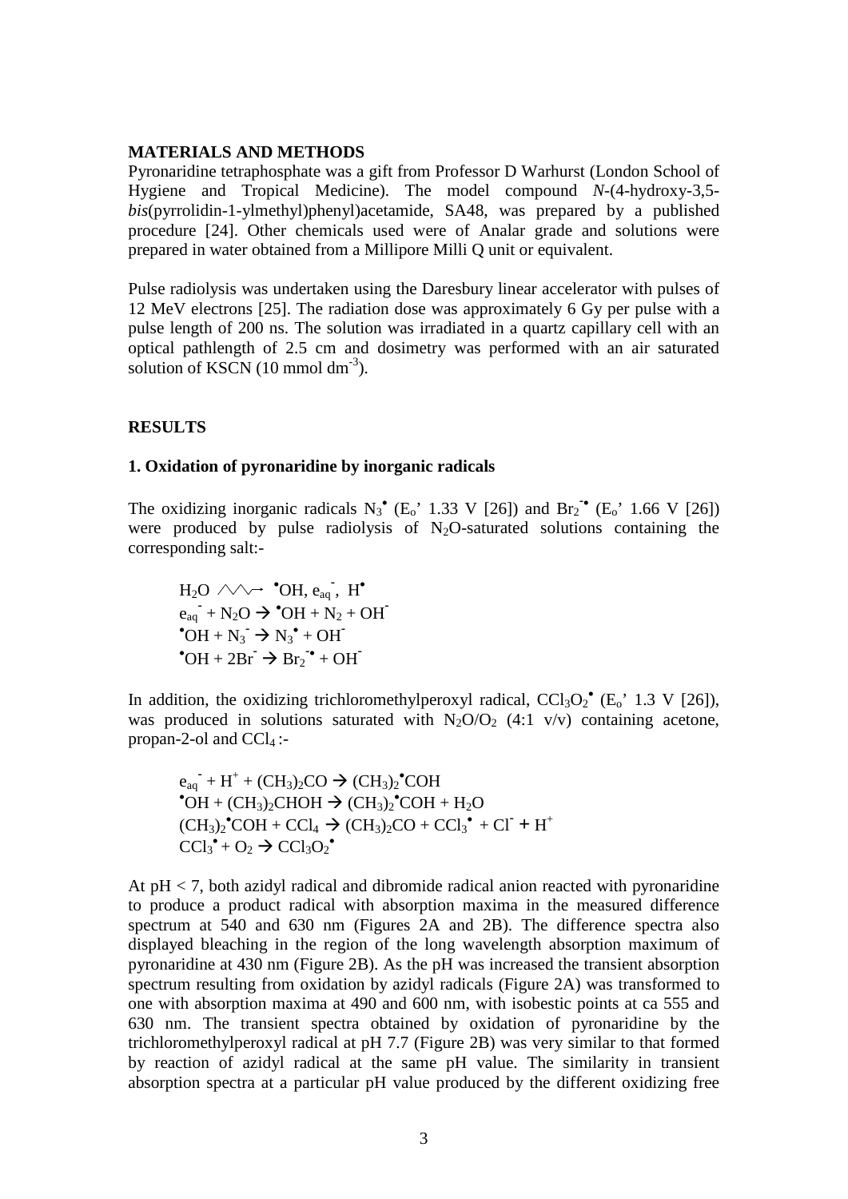## MATERIALS AND METHODS

Pyronaridine tetraphosphate was a gift from Professor D Warhurst (London School of Hygiene and Tropical Medicine). The model compound *N*-(4-hydroxy-3,5-*bis*(pyrrolidin-1-ylmethyl)phenyl)acetamide, SA48, was prepared by a published procedure [24]. Other chemicals used were of Analar grade and solutions were prepared in water obtained from a Millipore Milli Q unit or equivalent.

Pulse radiolysis was undertaken using the Daresbury linear accelerator with pulses of 12 MeV electrons [25]. The radiation dose was approximately 6 Gy per pulse with a pulse length of 200 ns. The solution was irradiated in a quartz capillary cell with an optical pathlength of 2.5 cm and dosimetry was performed with an air saturated solution of KSCN (10 mmol $dm^{-3}$).

## RESULTS

### 1. Oxidation of pyronaridine by inorganic radicals

The oxidizing inorganic radicals $N_3^\bullet$ ($E_o$' 1.33 V [26]) and $Br_2^{-\bullet}$ ($E_o$' 1.66 V [26]) were produced by pulse radiolysis of $N_2O$-saturated solutions containing the corresponding salt:-

$$H_2O \rightsquigarrow {}^\bullet OH, e_{aq}^-, H^\bullet$$
$$e_{aq}^- + N_2O \rightarrow {}^\bullet OH + N_2 + OH^-$$
$${}^\bullet OH + N_3^- \rightarrow N_3^\bullet + OH^-$$
$${}^\bullet OH + 2Br^- \rightarrow Br_2^{-\bullet} + OH^-$$

In addition, the oxidizing trichloromethylperoxyl radical, $CCl_3O_2^\bullet$ ($E_o$' 1.3 V [26]), was produced in solutions saturated with $N_2O/O_2$ (4:1 v/v) containing acetone, propan-2-ol and $CCl_4$ :-

$$e_{aq}^- + H^+ + (CH_3)_2CO \rightarrow (CH_3)_2{}^\bullet COH$$
$${}^\bullet OH + (CH_3)_2CHOH \rightarrow (CH_3)_2{}^\bullet COH + H_2O$$
$$(CH_3)_2{}^\bullet COH + CCl_4 \rightarrow (CH_3)_2CO + CCl_3^\bullet + Cl^- + H^+$$
$$CCl_3^\bullet + O_2 \rightarrow CCl_3O_2^\bullet$$

At pH < 7, both azidyl radical and dibromide radical anion reacted with pyronaridine to produce a product radical with absorption maxima in the measured difference spectrum at 540 and 630 nm (Figures 2A and 2B). The difference spectra also displayed bleaching in the region of the long wavelength absorption maximum of pyronaridine at 430 nm (Figure 2B). As the pH was increased the transient absorption spectrum resulting from oxidation by azidyl radicals (Figure 2A) was transformed to one with absorption maxima at 490 and 600 nm, with isobestic points at ca 555 and 630 nm. The transient spectra obtained by oxidation of pyronaridine by the trichloromethylperoxyl radical at pH 7.7 (Figure 2B) was very similar to that formed by reaction of azidyl radical at the same pH value. The similarity in transient absorption spectra at a particular pH value produced by the different oxidizing free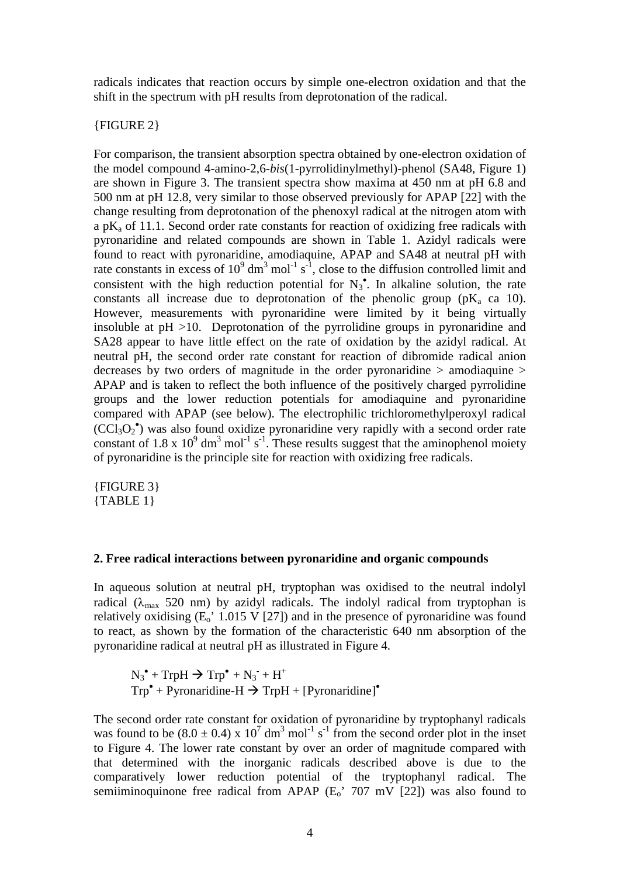radicals indicates that reaction occurs by simple one-electron oxidation and that the shift in the spectrum with pH results from deprotonation of the radical.

{FIGURE 2}

For comparison, the transient absorption spectra obtained by one-electron oxidation of the model compound 4-amino-2,6-*bis*(1-pyrrolidinylmethyl)-phenol (SA48, Figure 1) are shown in Figure 3. The transient spectra show maxima at 450 nm at pH 6.8 and 500 nm at pH 12.8, very similar to those observed previously for APAP [22] with the change resulting from deprotonation of the phenoxyl radical at the nitrogen atom with a $pK_a$ of 11.1. Second order rate constants for reaction of oxidizing free radicals with pyronaridine and related compounds are shown in Table 1. Azidyl radicals were found to react with pyronaridine, amodiaquine, APAP and SA48 at neutral pH with rate constants in excess of $10^9$ $dm^3$ $mol^{-1}$ $s^{-1}$, close to the diffusion controlled limit and consistent with the high reduction potential for $N_3^{\bullet}$. In alkaline solution, the rate constants all increase due to deprotonation of the phenolic group ($pK_a$ ca 10). However, measurements with pyronaridine were limited by it being virtually insoluble at pH >10. Deprotonation of the pyrrolidine groups in pyronaridine and SA28 appear to have little effect on the rate of oxidation by the azidyl radical. At neutral pH, the second order rate constant for reaction of dibromide radical anion decreases by two orders of magnitude in the order pyronaridine > amodiaquine > APAP and is taken to reflect the both influence of the positively charged pyrrolidine groups and the lower reduction potentials for amodiaquine and pyronaridine compared with APAP (see below). The electrophilic trichloromethylperoxyl radical ($CCl_3O_2^{\bullet}$) was also found oxidize pyronaridine very rapidly with a second order rate constant of 1.8 x $10^9$ $dm^3$ $mol^{-1}$ $s^{-1}$. These results suggest that the aminophenol moiety of pyronaridine is the principle site for reaction with oxidizing free radicals.

{FIGURE 3}
{TABLE 1}

## 2. Free radical interactions between pyronaridine and organic compounds

In aqueous solution at neutral pH, tryptophan was oxidised to the neutral indolyl radical ($\lambda_{max}$ 520 nm) by azidyl radicals. The indolyl radical from tryptophan is relatively oxidising ($E_o$' 1.015 V [27]) and in the presence of pyronaridine was found to react, as shown by the formation of the characteristic 640 nm absorption of the pyronaridine radical at neutral pH as illustrated in Figure 4.

$$N_3^{\bullet} + TrpH \rightarrow Trp^{\bullet} + N_3^- + H^+$$
$$Trp^{\bullet} + \text{Pyronaridine-H} \rightarrow TrpH + [\text{Pyronaridine}]^{\bullet}$$

The second order rate constant for oxidation of pyronaridine by tryptophanyl radicals was found to be (8.0 ± 0.4) x $10^7$ $dm^3$ $mol^{-1}$ $s^{-1}$ from the second order plot in the inset to Figure 4. The lower rate constant by over an order of magnitude compared with that determined with the inorganic radicals described above is due to the comparatively lower reduction potential of the tryptophanyl radical. The semiiminoquinone free radical from APAP ($E_o$' 707 mV [22]) was also found to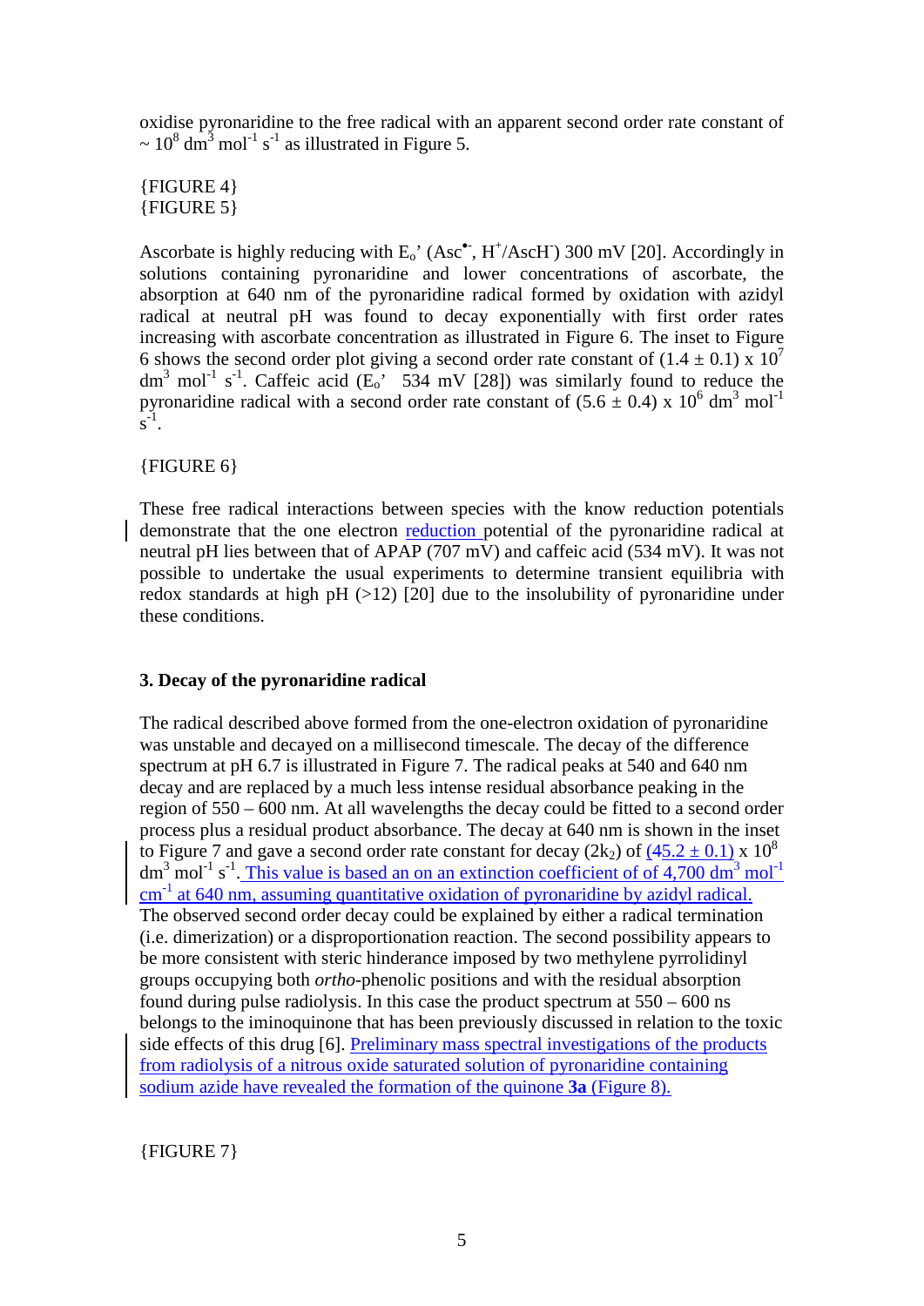oxidise pyronaridine to the free radical with an apparent second order rate constant of $\sim 10^8$ dm$^3$ mol$^{-1}$ s$^{-1}$ as illustrated in Figure 5.

{FIGURE 4}
{FIGURE 5}

Ascorbate is highly reducing with $E_o$' ($Asc^{\bullet-}$, $H^+/AscH^-$) 300 mV [20]. Accordingly in solutions containing pyronaridine and lower concentrations of ascorbate, the absorption at 640 nm of the pyronaridine radical formed by oxidation with azidyl radical at neutral pH was found to decay exponentially with first order rates increasing with ascorbate concentration as illustrated in Figure 6. The inset to Figure 6 shows the second order plot giving a second order rate constant of $(1.4 \pm 0.1) \times 10^7$ dm$^3$ mol$^{-1}$ s$^{-1}$. Caffeic acid ($E_o$' 534 mV [28]) was similarly found to reduce the pyronaridine radical with a second order rate constant of $(5.6 \pm 0.4) \times 10^6$ dm$^3$ mol$^{-1}$ s$^{-1}$.

{FIGURE 6}

These free radical interactions between species with the know reduction potentials demonstrate that the one electron reduction potential of the pyronaridine radical at neutral pH lies between that of APAP (707 mV) and caffeic acid (534 mV). It was not possible to undertake the usual experiments to determine transient equilibria with redox standards at high pH (>12) [20] due to the insolubility of pyronaridine under these conditions.

### 3. Decay of the pyronaridine radical

The radical described above formed from the one-electron oxidation of pyronaridine was unstable and decayed on a millisecond timescale. The decay of the difference spectrum at pH 6.7 is illustrated in Figure 7. The radical peaks at 540 and 640 nm decay and are replaced by a much less intense residual absorbance peaking in the region of 550 – 600 nm. At all wavelengths the decay could be fitted to a second order process plus a residual product absorbance. The decay at 640 nm is shown in the inset to Figure 7 and gave a second order rate constant for decay ($2k_2$) of $(45.2 \pm 0.1) \times 10^8$ dm$^3$ mol$^{-1}$ s$^{-1}$. This value is based an on an extinction coefficient of of 4,700 dm$^3$ mol$^{-1}$ cm$^{-1}$ at 640 nm, assuming quantitative oxidation of pyronaridine by azidyl radical. The observed second order decay could be explained by either a radical termination (i.e. dimerization) or a disproportionation reaction. The second possibility appears to be more consistent with steric hinderance imposed by two methylene pyrrolidinyl groups occupying both *ortho*-phenolic positions and with the residual absorption found during pulse radiolysis. In this case the product spectrum at 550 – 600 ns belongs to the iminoquinone that has been previously discussed in relation to the toxic side effects of this drug [6]. Preliminary mass spectral investigations of the products from radiolysis of a nitrous oxide saturated solution of pyronaridine containing sodium azide have revealed the formation of the quinone **3a** (Figure 8).

{FIGURE 7}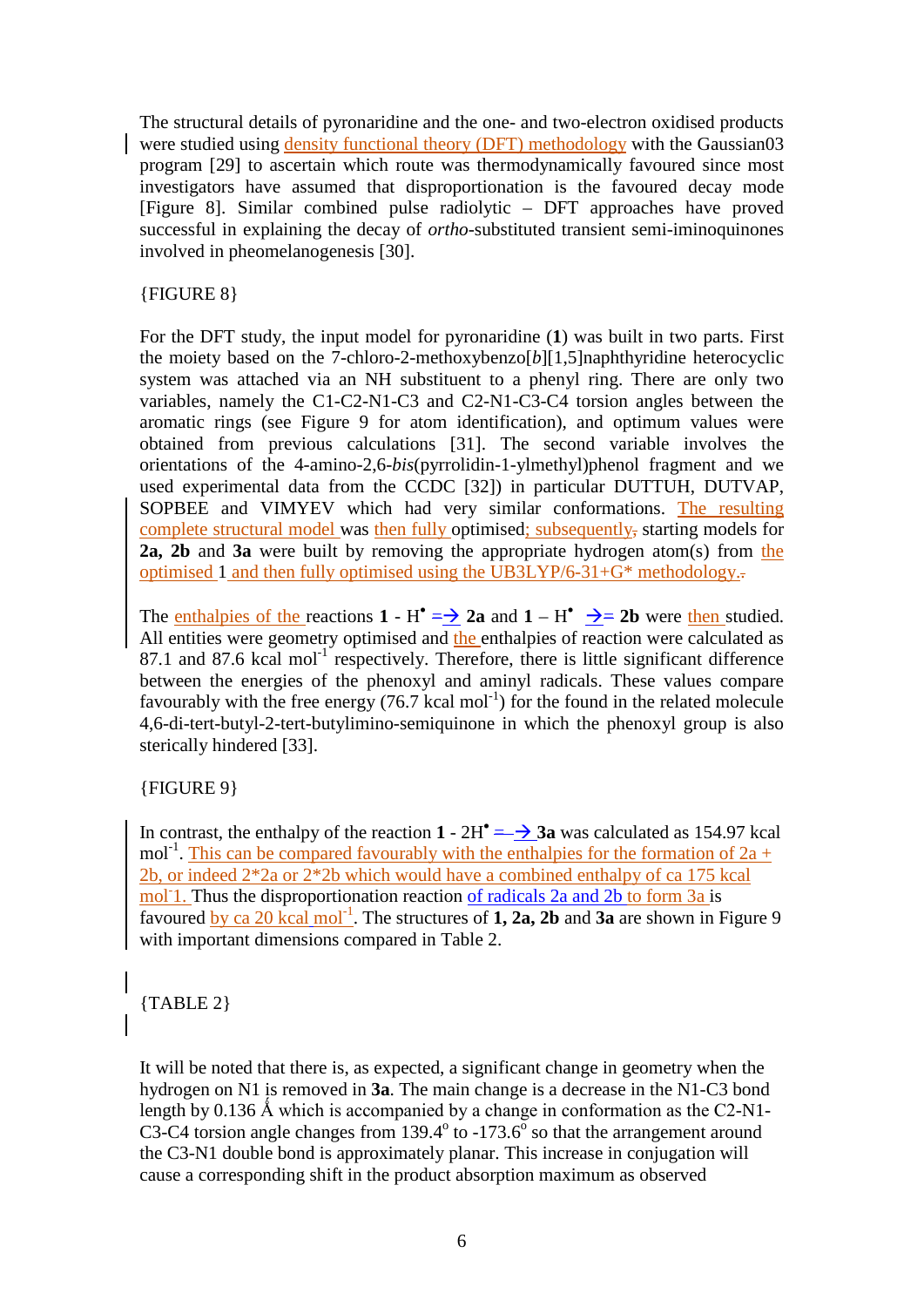The structural details of pyronaridine and the one- and two-electron oxidised products were studied using density functional theory (DFT) methodology with the Gaussian03 program [29] to ascertain which route was thermodynamically favoured since most investigators have assumed that disproportionation is the favoured decay mode [Figure 8]. Similar combined pulse radiolytic – DFT approaches have proved successful in explaining the decay of *ortho*-substituted transient semi-iminoquinones involved in pheomelanogenesis [30].

{FIGURE 8}

For the DFT study, the input model for pyronaridine (**1**) was built in two parts. First the moiety based on the 7-chloro-2-methoxybenzo[*b*][1,5]naphthyridine heterocyclic system was attached via an NH substituent to a phenyl ring. There are only two variables, namely the C1-C2-N1-C3 and C2-N1-C3-C4 torsion angles between the aromatic rings (see Figure 9 for atom identification), and optimum values were obtained from previous calculations [31]. The second variable involves the orientations of the 4-amino-2,6-*bis*(pyrrolidin-1-ylmethyl)phenol fragment and we used experimental data from the CCDC [32]) in particular DUTTUH, DUTVAP, SOPBEE and VIMYEV which had very similar conformations. The resulting complete structural model was then fully optimised; subsequently, starting models for **2a, 2b** and **3a** were built by removing the appropriate hydrogen atom(s) from the optimised 1 and then fully optimised using the UB3LYP/6-31+G* methodology.

The enthalpies of the reactions **1** - H$^{\bullet}$ → **2a** and **1** – H$^{\bullet}$ → **2b** were then studied. All entities were geometry optimised and the enthalpies of reaction were calculated as 87.1 and 87.6 kcal mol$^{-1}$ respectively. Therefore, there is little significant difference between the energies of the phenoxyl and aminyl radicals. These values compare favourably with the free energy (76.7 kcal mol$^{-1}$) for the found in the related molecule 4,6-di-tert-butyl-2-tert-butylimino-semiquinone in which the phenoxyl group is also sterically hindered [33].

{FIGURE 9}

In contrast, the enthalpy of the reaction **1** - 2H$^{\bullet}$ → **3a** was calculated as 154.97 kcal mol$^{-1}$. This can be compared favourably with the enthalpies for the formation of 2a + 2b, or indeed 2*2a or 2*2b which would have a combined enthalpy of ca 175 kcal mol$^{-1}$. Thus the disproportionation reaction of radicals 2a and 2b to form 3a is favoured by ca 20 kcal mol$^{-1}$. The structures of **1, 2a, 2b** and **3a** are shown in Figure 9 with important dimensions compared in Table 2.

{TABLE 2}

It will be noted that there is, as expected, a significant change in geometry when the hydrogen on N1 is removed in **3a**. The main change is a decrease in the N1-C3 bond length by 0.136 Å which is accompanied by a change in conformation as the C2-N1-C3-C4 torsion angle changes from 139.4$^{o}$ to -173.6$^{o}$ so that the arrangement around the C3-N1 double bond is approximately planar. This increase in conjugation will cause a corresponding shift in the product absorption maximum as observed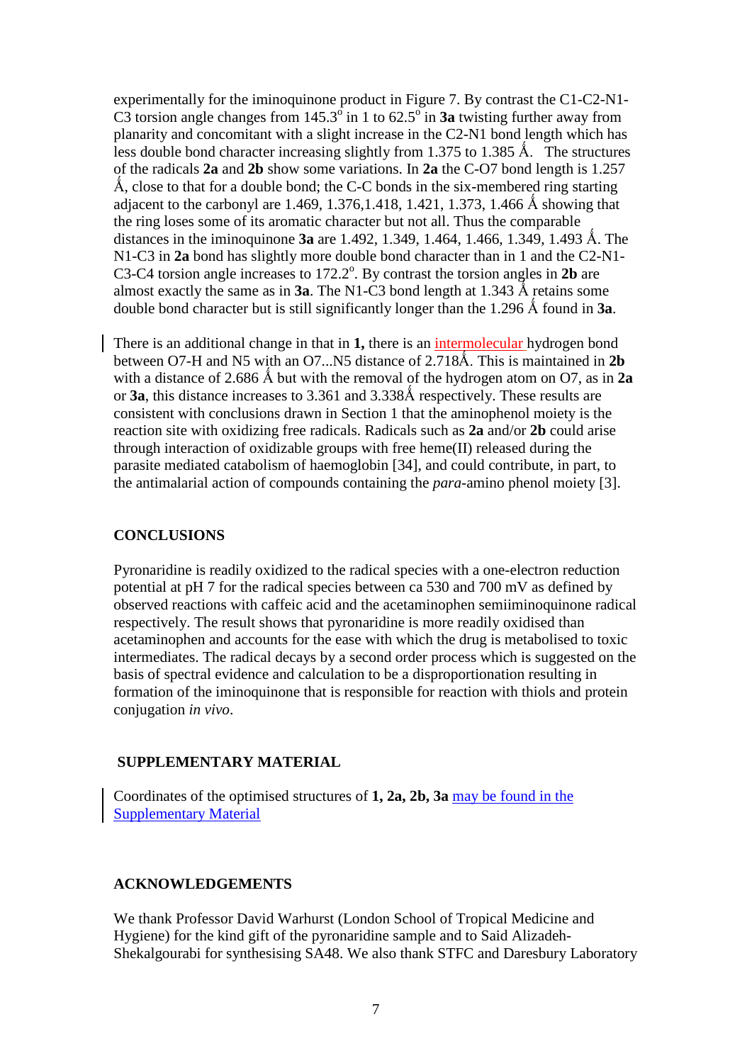experimentally for the iminoquinone product in Figure 7. By contrast the C1-C2-N1-C3 torsion angle changes from 145.3$^{o}$ in 1 to 62.5$^{o}$ in **3a** twisting further away from planarity and concomitant with a slight increase in the C2-N1 bond length which has less double bond character increasing slightly from 1.375 to 1.385 Ǻ. The structures of the radicals **2a** and **2b** show some variations. In **2a** the C-O7 bond length is 1.257 Ǻ, close to that for a double bond; the C-C bonds in the six-membered ring starting adjacent to the carbonyl are 1.469, 1.376,1.418, 1.421, 1.373, 1.466 Ǻ showing that the ring loses some of its aromatic character but not all. Thus the comparable distances in the iminoquinone **3a** are 1.492, 1.349, 1.464, 1.466, 1.349, 1.493 Ǻ. The N1-C3 in **2a** bond has slightly more double bond character than in 1 and the C2-N1-C3-C4 torsion angle increases to 172.2$^{o}$. By contrast the torsion angles in **2b** are almost exactly the same as in **3a**. The N1-C3 bond length at 1.343 Ǻ retains some double bond character but is still significantly longer than the 1.296 Ǻ found in **3a**.

There is an additional change in that in **1,** there is an intermolecular hydrogen bond between O7-H and N5 with an O7...N5 distance of 2.718Ǻ. This is maintained in **2b** with a distance of 2.686 Ǻ but with the removal of the hydrogen atom on O7, as in **2a** or **3a**, this distance increases to 3.361 and 3.338Ǻ respectively. These results are consistent with conclusions drawn in Section 1 that the aminophenol moiety is the reaction site with oxidizing free radicals. Radicals such as **2a** and/or **2b** could arise through interaction of oxidizable groups with free heme(II) released during the parasite mediated catabolism of haemoglobin [34], and could contribute, in part, to the antimalarial action of compounds containing the *para*-amino phenol moiety [3].

## CONCLUSIONS

Pyronaridine is readily oxidized to the radical species with a one-electron reduction potential at pH 7 for the radical species between ca 530 and 700 mV as defined by observed reactions with caffeic acid and the acetaminophen semiiminoquinone radical respectively. The result shows that pyronaridine is more readily oxidised than acetaminophen and accounts for the ease with which the drug is metabolised to toxic intermediates. The radical decays by a second order process which is suggested on the basis of spectral evidence and calculation to be a disproportionation resulting in formation of the iminoquinone that is responsible for reaction with thiols and protein conjugation *in vivo*.

## SUPPLEMENTARY MATERIAL

Coordinates of the optimised structures of **1, 2a, 2b, 3a** may be found in the Supplementary Material

## ACKNOWLEDGEMENTS

We thank Professor David Warhurst (London School of Tropical Medicine and Hygiene) for the kind gift of the pyronaridine sample and to Said Alizadeh-Shekalgourabi for synthesising SA48. We also thank STFC and Daresbury Laboratory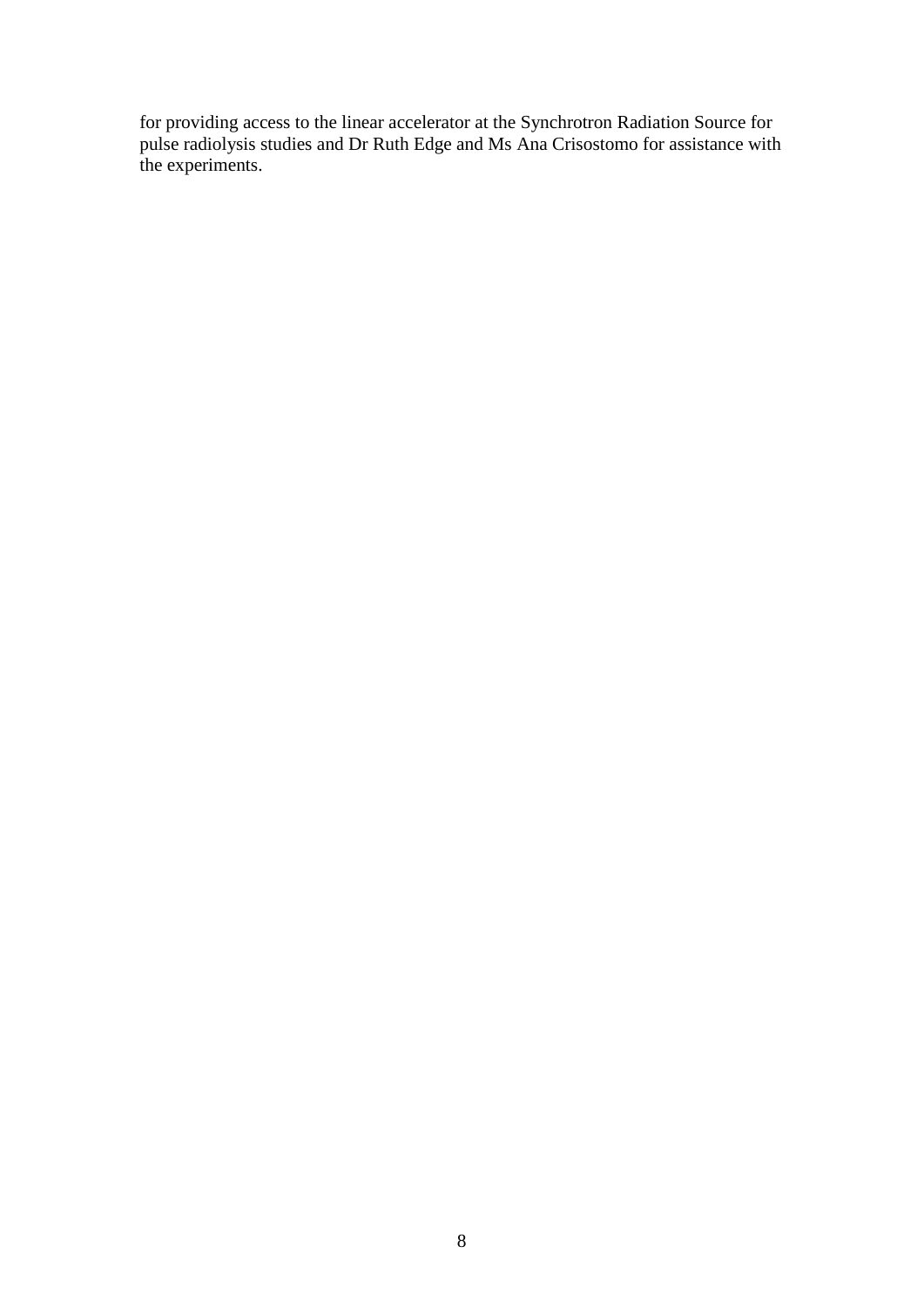for providing access to the linear accelerator at the Synchrotron Radiation Source for pulse radiolysis studies and Dr Ruth Edge and Ms Ana Crisostomo for assistance with the experiments.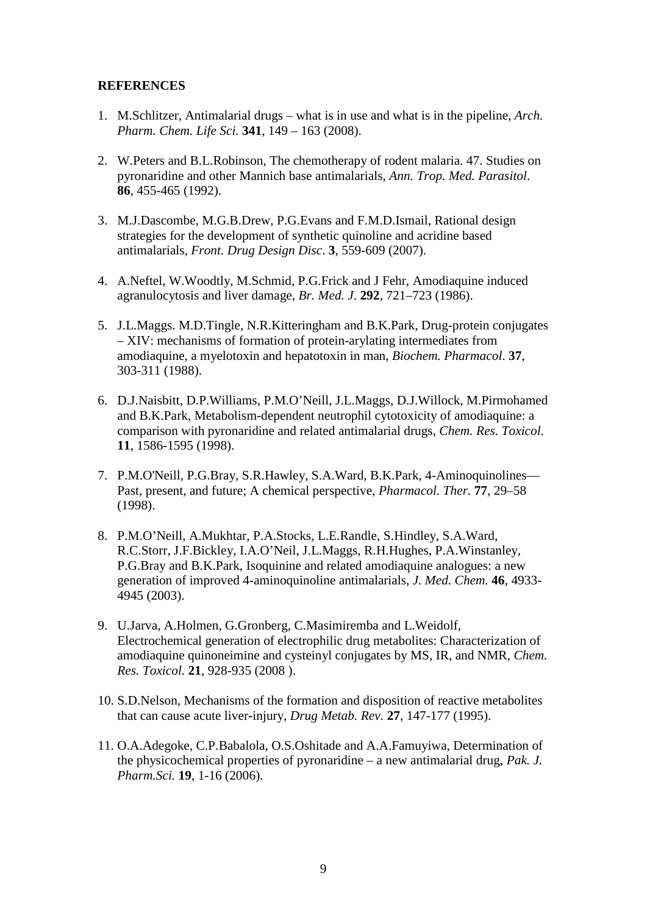## REFERENCES

1. M.Schlitzer, Antimalarial drugs – what is in use and what is in the pipeline, *Arch. Pharm. Chem. Life Sci.* **341**, 149 – 163 (2008).

2. W.Peters and B.L.Robinson, The chemotherapy of rodent malaria. 47. Studies on pyronaridine and other Mannich base antimalarials, *Ann. Trop. Med. Parasitol*. **86**, 455-465 (1992).

3. M.J.Dascombe, M.G.B.Drew, P.G.Evans and F.M.D.Ismail, Rational design strategies for the development of synthetic quinoline and acridine based antimalarials, *Front. Drug Design Disc*. **3**, 559-609 (2007).

4. A.Neftel, W.Woodtly, M.Schmid, P.G.Frick and J Fehr, Amodiaquine induced agranulocytosis and liver damage, *Br. Med. J*. **292**, 721–723 (1986).

5. J.L.Maggs. M.D.Tingle, N.R.Kitteringham and B.K.Park, Drug-protein conjugates – XIV: mechanisms of formation of protein-arylating intermediates from amodiaquine, a myelotoxin and hepatotoxin in man, *Biochem. Pharmacol*. **37**, 303-311 (1988).

6. D.J.Naisbitt, D.P.Williams, P.M.O'Neill, J.L.Maggs, D.J.Willock, M.Pirmohamed and B.K.Park, Metabolism-dependent neutrophil cytotoxicity of amodiaquine: a comparison with pyronaridine and related antimalarial drugs, *Chem. Res. Toxicol.* **11**, 1586-1595 (1998).

7. P.M.O'Neill, P.G.Bray, S.R.Hawley, S.A.Ward, B.K.Park, 4-Aminoquinolines—Past, present, and future; A chemical perspective, *Pharmacol. Ther.* **77**, 29–58 (1998).

8. P.M.O'Neill, A.Mukhtar, P.A.Stocks, L.E.Randle, S.Hindley, S.A.Ward, R.C.Storr, J.F.Bickley, I.A.O'Neil, J.L.Maggs, R.H.Hughes, P.A.Winstanley, P.G.Bray and B.K.Park, Isoquinine and related amodiaquine analogues: a new generation of improved 4-aminoquinoline antimalarials, *J. Med. Chem.* **46**, 4933-4945 (2003).

9. U.Jarva, A.Holmen, G.Gronberg, C.Masimiremba and L.Weidolf, Electrochemical generation of electrophilic drug metabolites: Characterization of amodiaquine quinoneimine and cysteinyl conjugates by MS, IR, and NMR, *Chem. Res. Toxicol.* **21**, 928-935 (2008 ).

10. S.D.Nelson, Mechanisms of the formation and disposition of reactive metabolites that can cause acute liver-injury, *Drug Metab. Rev*. **27**, 147-177 (1995).

11. O.A.Adegoke, C.P.Babalola, O.S.Oshitade and A.A.Famuyiwa, Determination of the physicochemical properties of pyronaridine – a new antimalarial drug, *Pak. J. Pharm.Sci.* **19**, 1-16 (2006).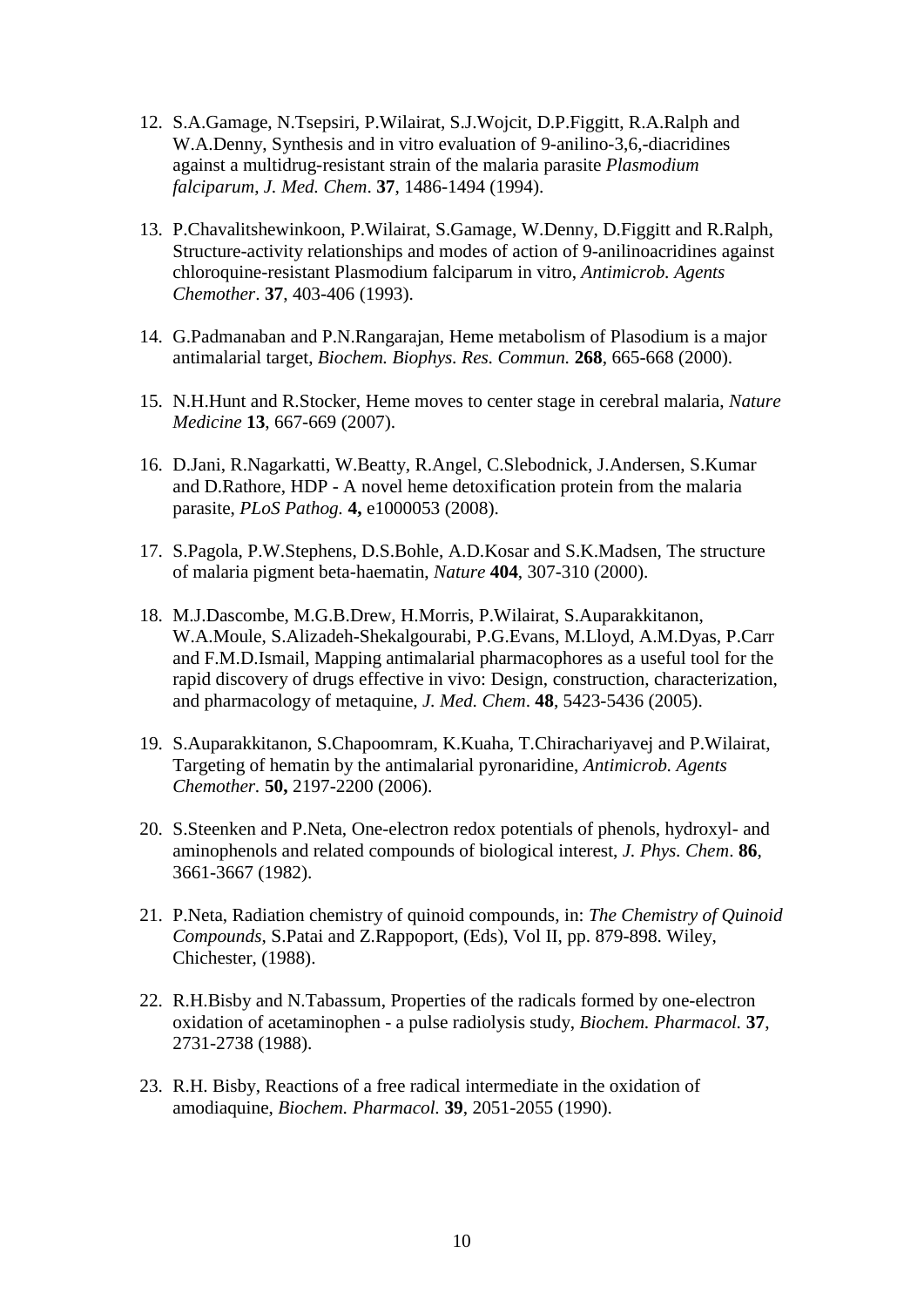12. S.A.Gamage, N.Tsepsiri, P.Wilairat, S.J.Wojcit, D.P.Figgitt, R.A.Ralph and W.A.Denny, Synthesis and in vitro evaluation of 9-anilino-3,6,-diacridines against a multidrug-resistant strain of the malaria parasite *Plasmodium falciparum*, *J. Med. Chem*. **37**, 1486-1494 (1994).

13. P.Chavalitshewinkoon, P.Wilairat, S.Gamage, W.Denny, D.Figgitt and R.Ralph, Structure-activity relationships and modes of action of 9-anilinoacridines against chloroquine-resistant Plasmodium falciparum in vitro, *Antimicrob. Agents Chemother*. **37**, 403-406 (1993).

14. G.Padmanaban and P.N.Rangarajan, Heme metabolism of Plasodium is a major antimalarial target, *Biochem. Biophys. Res. Commun.* **268**, 665-668 (2000).

15. N.H.Hunt and R.Stocker, Heme moves to center stage in cerebral malaria, *Nature Medicine* **13**, 667-669 (2007).

16. D.Jani, R.Nagarkatti, W.Beatty, R.Angel, C.Slebodnick, J.Andersen, S.Kumar and D.Rathore, HDP - A novel heme detoxification protein from the malaria parasite, *PLoS Pathog.* **4,** e1000053 (2008).

17. S.Pagola, P.W.Stephens, D.S.Bohle, A.D.Kosar and S.K.Madsen, The structure of malaria pigment beta-haematin, *Nature* **404**, 307-310 (2000).

18. M.J.Dascombe, M.G.B.Drew, H.Morris, P.Wilairat, S.Auparakkitanon, W.A.Moule, S.Alizadeh-Shekalgourabi, P.G.Evans, M.Lloyd, A.M.Dyas, P.Carr and F.M.D.Ismail, Mapping antimalarial pharmacophores as a useful tool for the rapid discovery of drugs effective in vivo: Design, construction, characterization, and pharmacology of metaquine, *J. Med. Chem*. **48**, 5423-5436 (2005).

19. S.Auparakkitanon, S.Chapoomram, K.Kuaha, T.Chirachariyavej and P.Wilairat, Targeting of hematin by the antimalarial pyronaridine, *Antimicrob. Agents Chemother.* **50,** 2197-2200 (2006).

20. S.Steenken and P.Neta, One-electron redox potentials of phenols, hydroxyl- and aminophenols and related compounds of biological interest, *J. Phys. Chem*. **86**, 3661-3667 (1982).

21. P.Neta, Radiation chemistry of quinoid compounds, in: *The Chemistry of Quinoid Compounds*, S.Patai and Z.Rappoport, (Eds), Vol II, pp. 879-898. Wiley, Chichester, (1988).

22. R.H.Bisby and N.Tabassum, Properties of the radicals formed by one-electron oxidation of acetaminophen - a pulse radiolysis study, *Biochem. Pharmacol.* **37**, 2731-2738 (1988).

23. R.H. Bisby, Reactions of a free radical intermediate in the oxidation of amodiaquine, *Biochem. Pharmacol.* **39**, 2051-2055 (1990).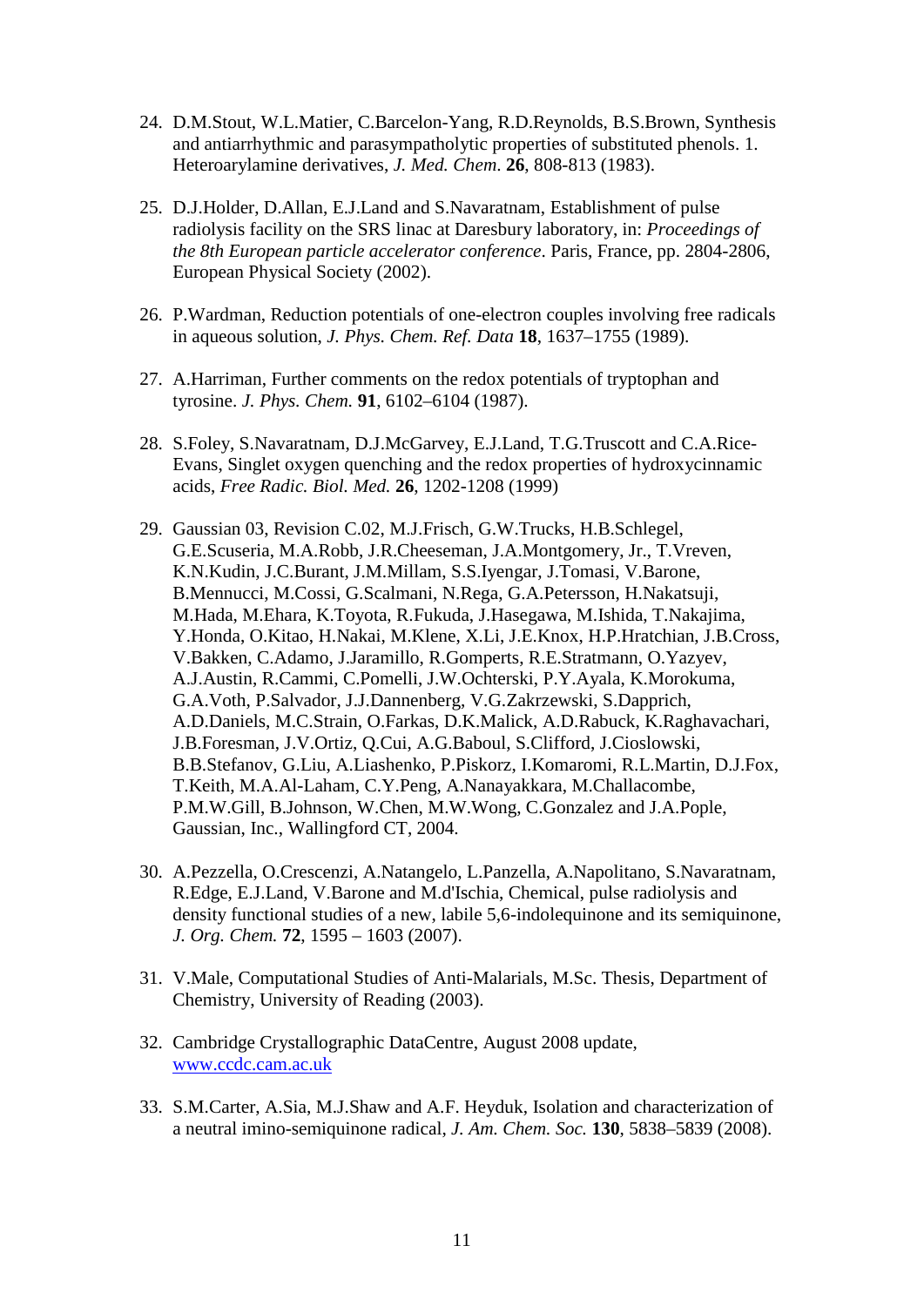24. D.M.Stout, W.L.Matier, C.Barcelon-Yang, R.D.Reynolds, B.S.Brown, Synthesis and antiarrhythmic and parasympatholytic properties of substituted phenols. 1. Heteroarylamine derivatives, *J. Med. Chem.* **26**, 808-813 (1983).

25. D.J.Holder, D.Allan, E.J.Land and S.Navaratnam, Establishment of pulse radiolysis facility on the SRS linac at Daresbury laboratory, in: *Proceedings of the 8th European particle accelerator conference*. Paris, France, pp. 2804-2806, European Physical Society (2002).

26. P.Wardman, Reduction potentials of one-electron couples involving free radicals in aqueous solution, *J. Phys. Chem. Ref. Data* **18**, 1637–1755 (1989).

27. A.Harriman, Further comments on the redox potentials of tryptophan and tyrosine. *J. Phys. Chem.* **91**, 6102–6104 (1987).

28. S.Foley, S.Navaratnam, D.J.McGarvey, E.J.Land, T.G.Truscott and C.A.Rice-Evans, Singlet oxygen quenching and the redox properties of hydroxycinnamic acids, *Free Radic. Biol. Med.* **26**, 1202-1208 (1999)

29. Gaussian 03, Revision C.02, M.J.Frisch, G.W.Trucks, H.B.Schlegel, G.E.Scuseria, M.A.Robb, J.R.Cheeseman, J.A.Montgomery, Jr., T.Vreven, K.N.Kudin, J.C.Burant, J.M.Millam, S.S.Iyengar, J.Tomasi, V.Barone, B.Mennucci, M.Cossi, G.Scalmani, N.Rega, G.A.Petersson, H.Nakatsuji, M.Hada, M.Ehara, K.Toyota, R.Fukuda, J.Hasegawa, M.Ishida, T.Nakajima, Y.Honda, O.Kitao, H.Nakai, M.Klene, X.Li, J.E.Knox, H.P.Hratchian, J.B.Cross, V.Bakken, C.Adamo, J.Jaramillo, R.Gomperts, R.E.Stratmann, O.Yazyev, A.J.Austin, R.Cammi, C.Pomelli, J.W.Ochterski, P.Y.Ayala, K.Morokuma, G.A.Voth, P.Salvador, J.J.Dannenberg, V.G.Zakrzewski, S.Dapprich, A.D.Daniels, M.C.Strain, O.Farkas, D.K.Malick, A.D.Rabuck, K.Raghavachari, J.B.Foresman, J.V.Ortiz, Q.Cui, A.G.Baboul, S.Clifford, J.Cioslowski, B.B.Stefanov, G.Liu, A.Liashenko, P.Piskorz, I.Komaromi, R.L.Martin, D.J.Fox, T.Keith, M.A.Al-Laham, C.Y.Peng, A.Nanayakkara, M.Challacombe, P.M.W.Gill, B.Johnson, W.Chen, M.W.Wong, C.Gonzalez and J.A.Pople, Gaussian, Inc., Wallingford CT, 2004.

30. A.Pezzella, O.Crescenzi, A.Natangelo, L.Panzella, A.Napolitano, S.Navaratnam, R.Edge, E.J.Land, V.Barone and M.d'Ischia, Chemical, pulse radiolysis and density functional studies of a new, labile 5,6-indolequinone and its semiquinone, *J. Org. Chem.* **72**, 1595 – 1603 (2007).

31. V.Male, Computational Studies of Anti-Malarials, M.Sc. Thesis, Department of Chemistry, University of Reading (2003).

32. Cambridge Crystallographic DataCentre, August 2008 update, www.ccdc.cam.ac.uk

33. S.M.Carter, A.Sia, M.J.Shaw and A.F. Heyduk, Isolation and characterization of a neutral imino-semiquinone radical, *J. Am. Chem. Soc.* **130**, 5838–5839 (2008).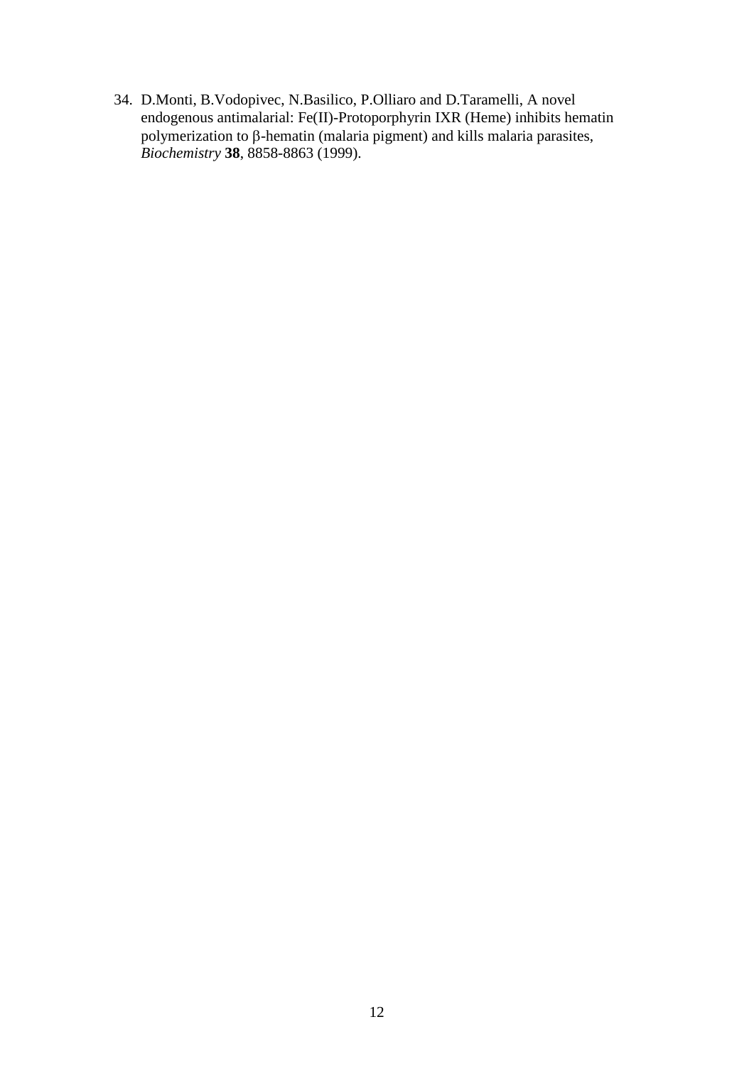34. D.Monti, B.Vodopivec, N.Basilico, P.Olliaro and D.Taramelli, A novel endogenous antimalarial: Fe(II)-Protoporphyrin IXR (Heme) inhibits hematin polymerization to β-hematin (malaria pigment) and kills malaria parasites, *Biochemistry* **38**, 8858-8863 (1999).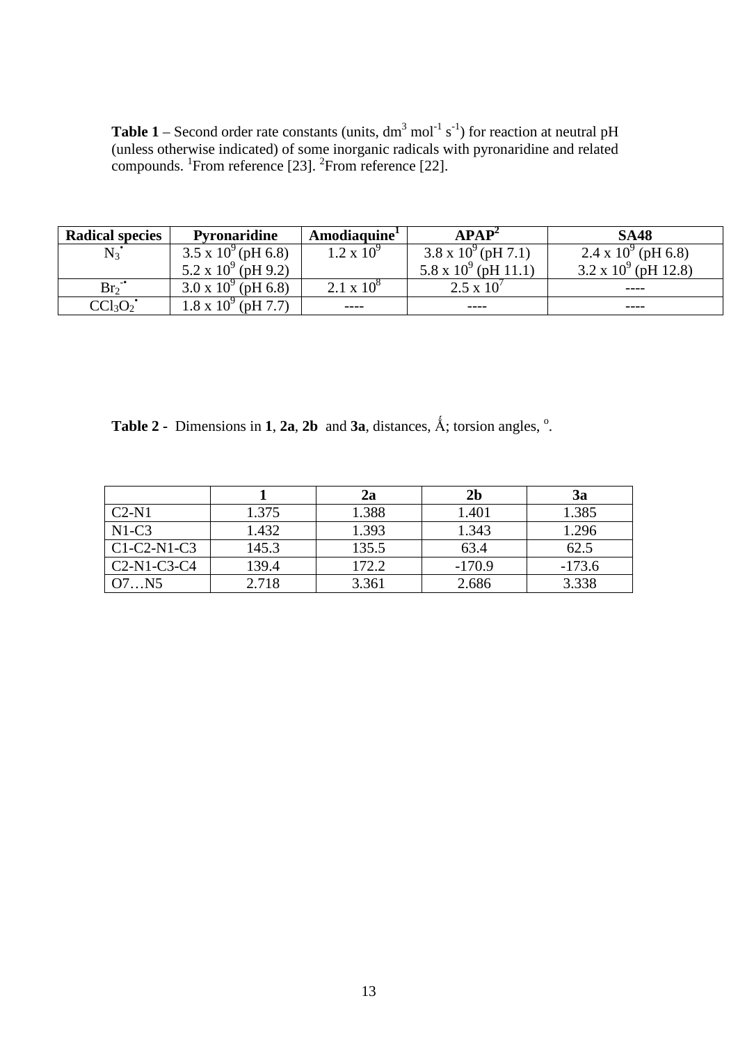**Table 1** – Second order rate constants (units, $dm^3\ mol^{-1}\ s^{-1}$) for reaction at neutral pH (unless otherwise indicated) of some inorganic radicals with pyronaridine and related compounds. [1]From reference [23]. [2]From reference [22].

| Radical species | Pyronaridine | Amodiaquine[1] | APAP[2] | SA48 |
|---|---|---|---|---|
| $N_3^{\bullet}$ | $3.5 \times 10^9$ (pH 6.8)<br>$5.2 \times 10^9$ (pH 9.2) | $1.2 \times 10^9$ | $3.8 \times 10^9$ (pH 7.1)<br>$5.8 \times 10^9$ (pH 11.1) | $2.4 \times 10^9$ (pH 6.8)<br>$3.2 \times 10^9$ (pH 12.8) |
| $Br_2^{\bullet-}$ | $3.0 \times 10^9$ (pH 6.8) | $2.1 \times 10^8$ | $2.5 \times 10^7$ | ---- |
| $CCl_3O_2^{\bullet}$ | $1.8 \times 10^9$ (pH 7.7) | ---- | ---- | ---- |

**Table 2 -** Dimensions in **1**, **2a**, **2b** and **3a**, distances, Å; torsion angles, °.

| | **1** | **2a** | **2b** | **3a** |
|---|---|---|---|---|
| C2-N1 | 1.375 | 1.388 | 1.401 | 1.385 |
| N1-C3 | 1.432 | 1.393 | 1.343 | 1.296 |
| C1-C2-N1-C3 | 145.3 | 135.5 | 63.4 | 62.5 |
| C2-N1-C3-C4 | 139.4 | 172.2 | -170.9 | -173.6 |
| O7…N5 | 2.718 | 3.361 | 2.686 | 3.338 |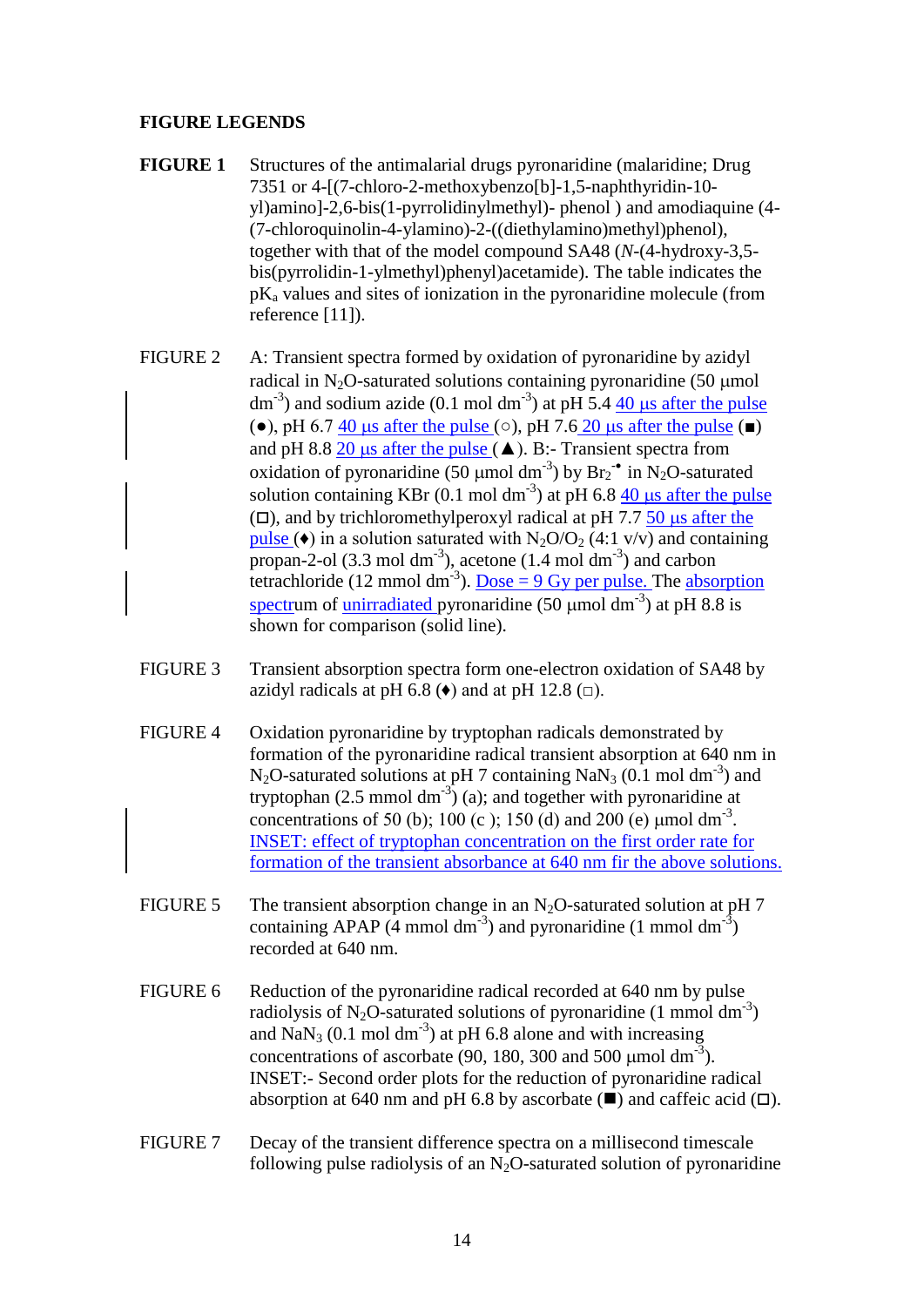## FIGURE LEGENDS

**FIGURE 1** Structures of the antimalarial drugs pyronaridine (malaridine; Drug 7351 or 4-[(7-chloro-2-methoxybenzo[b]-1,5-naphthyridin-10-yl)amino]-2,6-bis(1-pyrrolidinylmethyl)- phenol ) and amodiaquine (4-(7-chloroquinolin-4-ylamino)-2-((diethylamino)methyl)phenol), together with that of the model compound SA48 (*N*-(4-hydroxy-3,5-bis(pyrrolidin-1-ylmethyl)phenyl)acetamide). The table indicates the $pK_a$ values and sites of ionization in the pyronaridine molecule (from reference [11]).

FIGURE 2 A: Transient spectra formed by oxidation of pyronaridine by azidyl radical in $N_2O$-saturated solutions containing pyronaridine (50 μmol $dm^{-3}$) and sodium azide (0.1 mol $dm^{-3}$) at pH 5.4 40 μs after the pulse (●), pH 6.7 40 μs after the pulse (○), pH 7.6 20 μs after the pulse (■) and pH 8.8 20 μs after the pulse (▲). B:- Transient spectra from oxidation of pyronaridine (50 μmol $dm^{-3}$) by $Br_2^{-\bullet}$ in $N_2O$-saturated solution containing KBr (0.1 mol $dm^{-3}$) at pH 6.8 40 μs after the pulse (□), and by trichloromethylperoxyl radical at pH 7.7 50 μs after the pulse (♦) in a solution saturated with $N_2O/O_2$ (4:1 v/v) and containing propan-2-ol (3.3 mol $dm^{-3}$), acetone (1.4 mol $dm^{-3}$) and carbon tetrachloride (12 mmol $dm^{-3}$). Dose = 9 Gy per pulse. The absorption spectrum of unirradiated pyronaridine (50 μmol $dm^{-3}$) at pH 8.8 is shown for comparison (solid line).

FIGURE 3 Transient absorption spectra form one-electron oxidation of SA48 by azidyl radicals at pH 6.8 (♦) and at pH 12.8 (□).

FIGURE 4 Oxidation pyronaridine by tryptophan radicals demonstrated by formation of the pyronaridine radical transient absorption at 640 nm in $N_2O$-saturated solutions at pH 7 containing $NaN_3$ (0.1 mol $dm^{-3}$) and tryptophan (2.5 mmol $dm^{-3}$) (a); and together with pyronaridine at concentrations of 50 (b); 100 (c ); 150 (d) and 200 (e) μmol $dm^{-3}$. INSET: effect of tryptophan concentration on the first order rate for formation of the transient absorbance at 640 nm fir the above solutions.

FIGURE 5 The transient absorption change in an $N_2O$-saturated solution at pH 7 containing APAP (4 mmol $dm^{-3}$) and pyronaridine (1 mmol $dm^{-3}$) recorded at 640 nm.

FIGURE 6 Reduction of the pyronaridine radical recorded at 640 nm by pulse radiolysis of $N_2O$-saturated solutions of pyronaridine (1 mmol $dm^{-3}$) and $NaN_3$ (0.1 mol $dm^{-3}$) at pH 6.8 alone and with increasing concentrations of ascorbate (90, 180, 300 and 500 μmol $dm^{-3}$). INSET:- Second order plots for the reduction of pyronaridine radical absorption at 640 nm and pH 6.8 by ascorbate (■) and caffeic acid (□).

FIGURE 7 Decay of the transient difference spectra on a millisecond timescale following pulse radiolysis of an $N_2O$-saturated solution of pyronaridine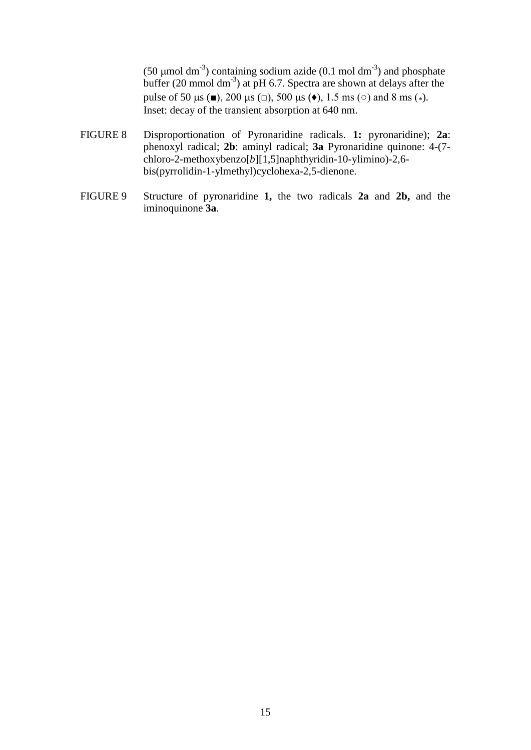(50 μmol $dm^{-3}$) containing sodium azide (0.1 mol $dm^{-3}$) and phosphate buffer (20 mmol $dm^{-3}$) at pH 6.7. Spectra are shown at delays after the pulse of 50 μs (■), 200 μs (□), 500 μs (♦), 1.5 ms (○) and 8 ms (*). Inset: decay of the transient absorption at 640 nm.

FIGURE 8 Disproportionation of Pyronaridine radicals. **1:** pyronaridine); **2a**: phenoxyl radical; **2b**: aminyl radical; **3a** Pyronaridine quinone: 4-(7-chloro-2-methoxybenzo[*b*][1,5]naphthyridin-10-ylimino)-2,6-bis(pyrrolidin-1-ylmethyl)cyclohexa-2,5-dienone.

FIGURE 9 Structure of pyronaridine **1,** the two radicals **2a** and **2b,** and the iminoquinone **3a**.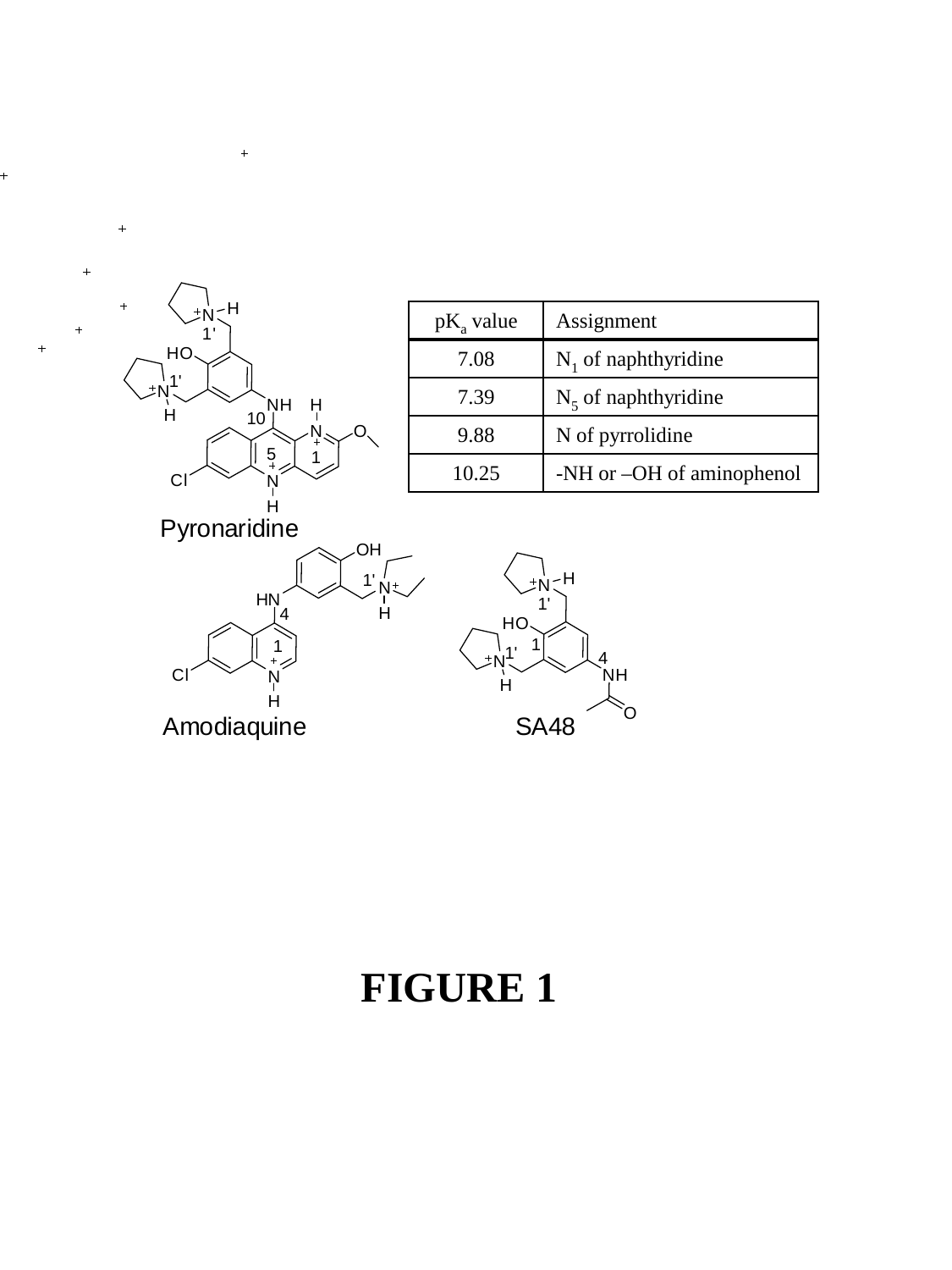| $pK_a$ value | Assignment |
| --- | --- |
| 7.08 | $N_1$ of naphthyridine |
| 7.39 | $N_5$ of naphthyridine |
| 9.88 | N of pyrrolidine |
| 10.25 | -NH or –OH of aminophenol |

Pyronaridine

Amodiaquine

SA48

# FIGURE 1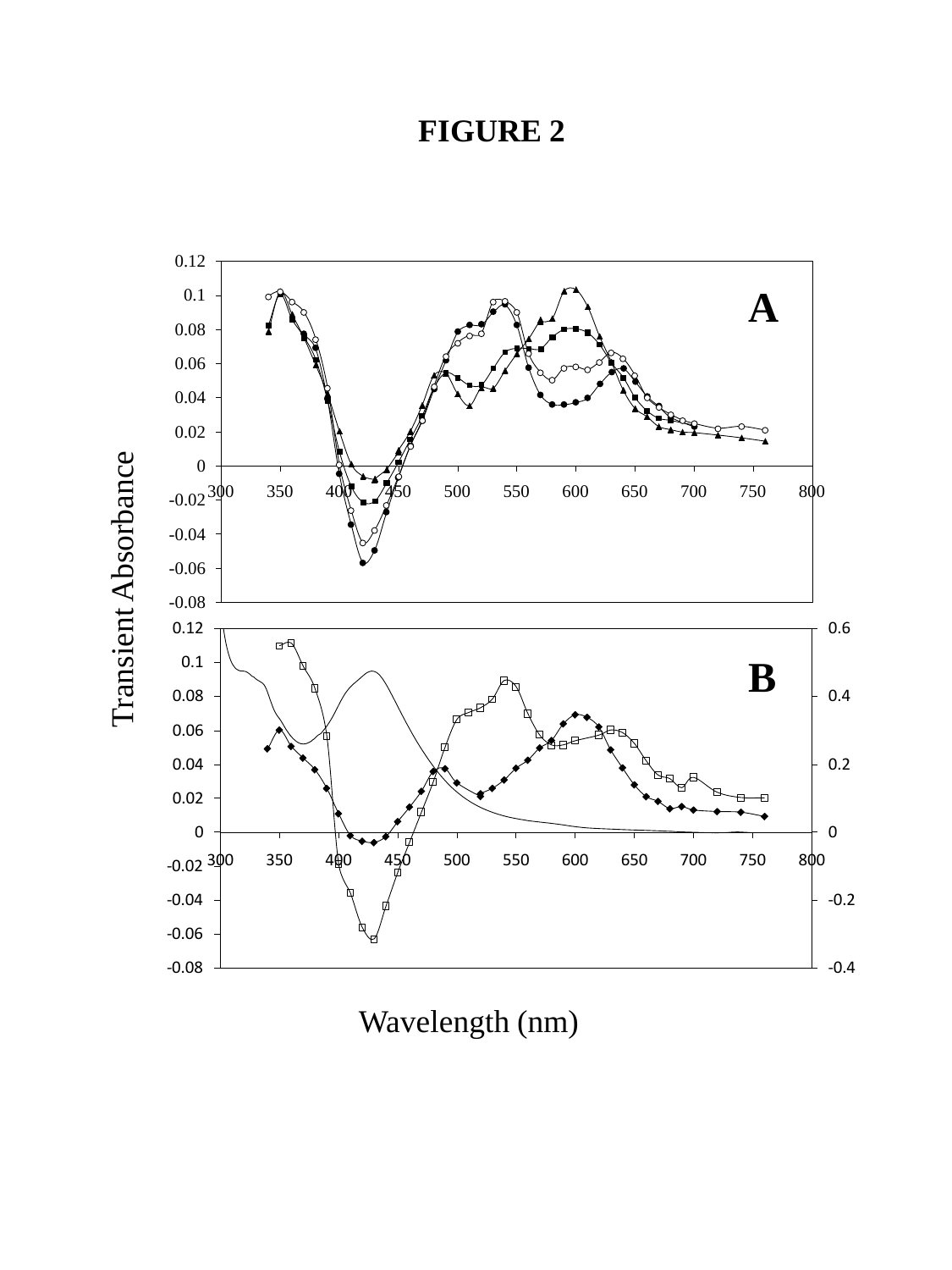# FIGURE 2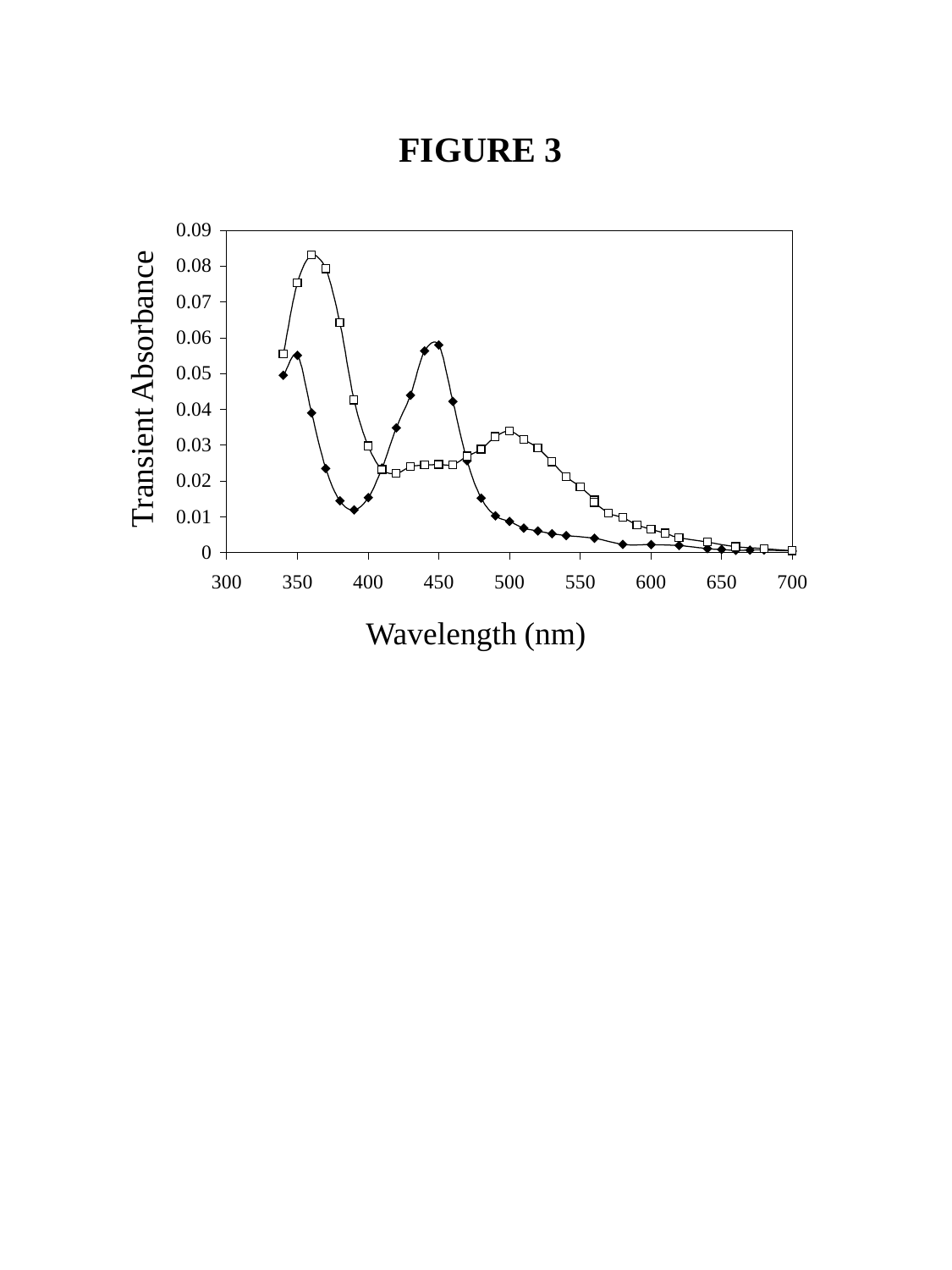# FIGURE 3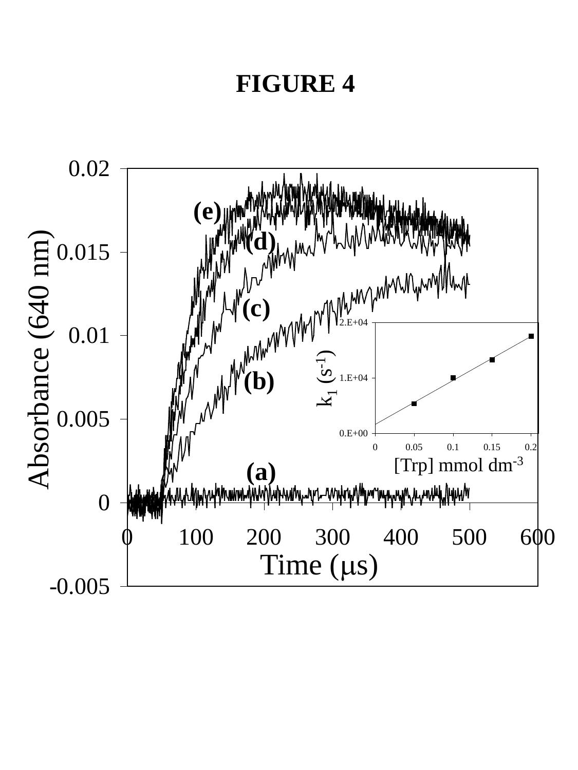# FIGURE 4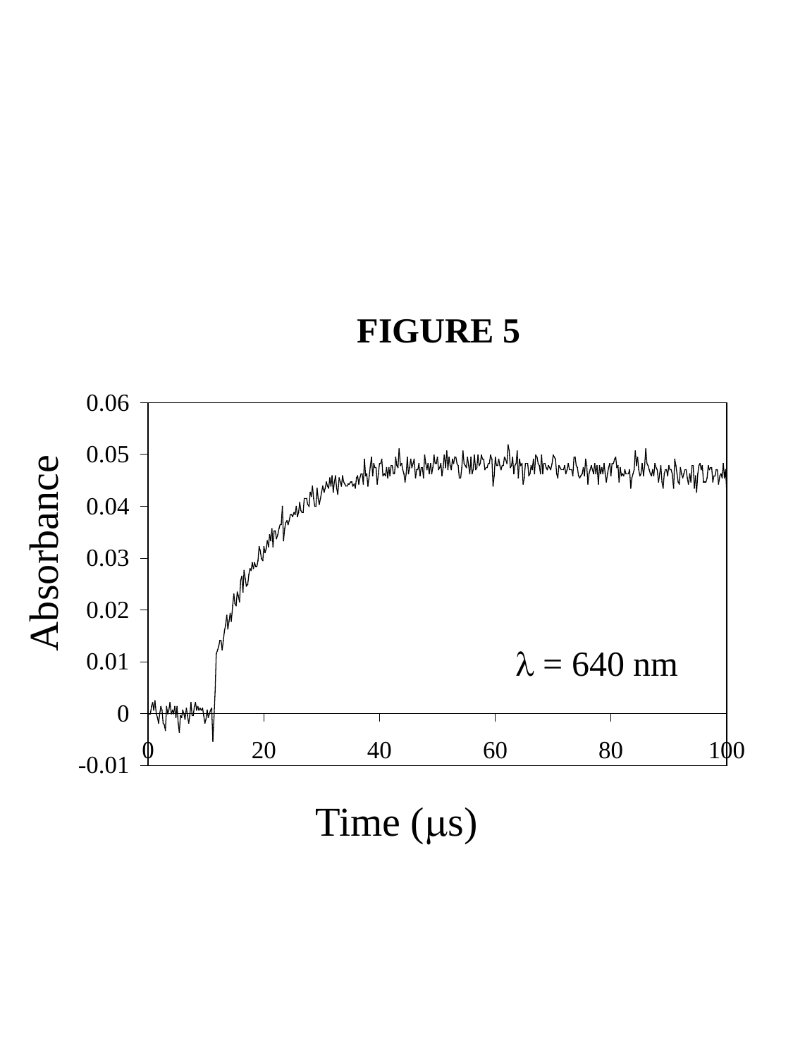# FIGURE 5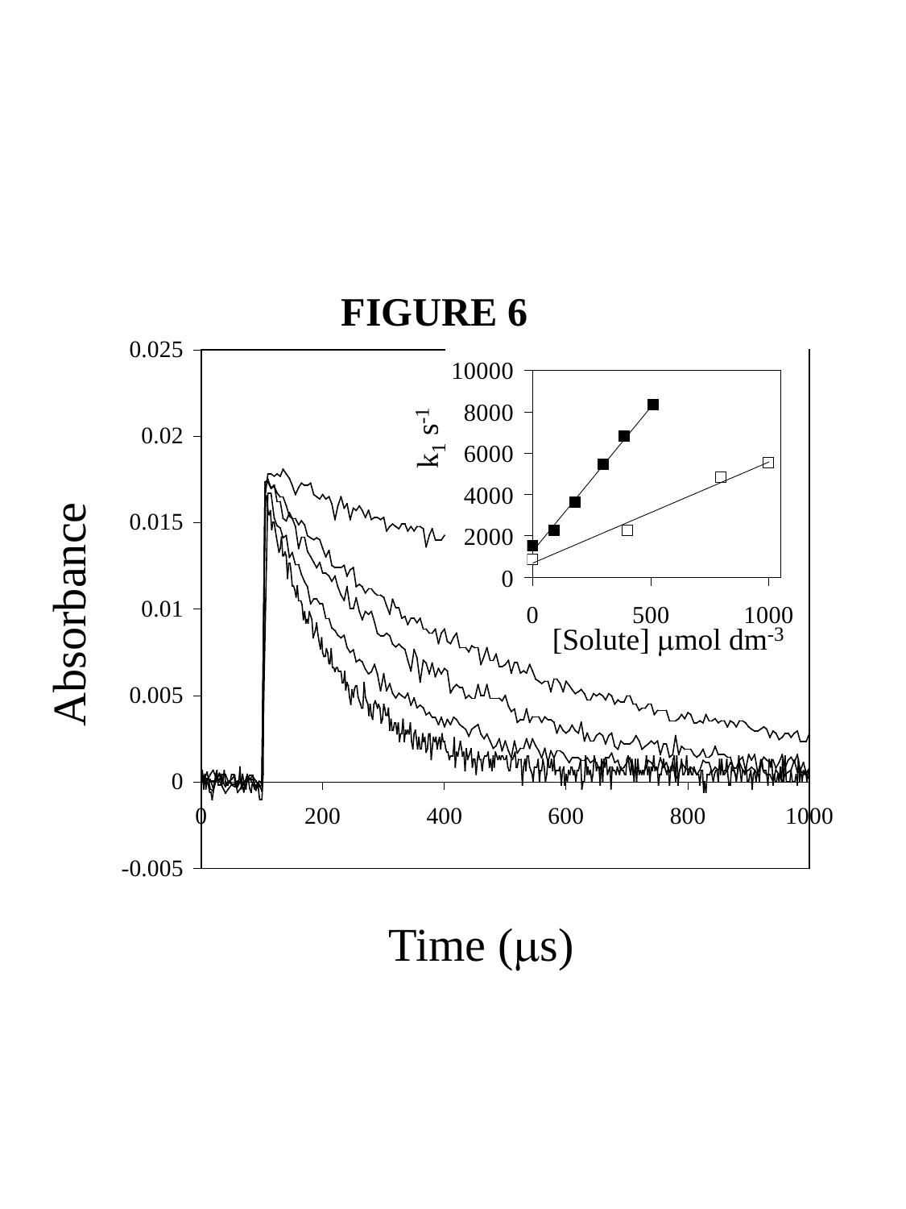# FIGURE 6

Absorbance

Time (μs)

$k_1$ $s^{-1}$

[Solute] μmol $dm^{-3}$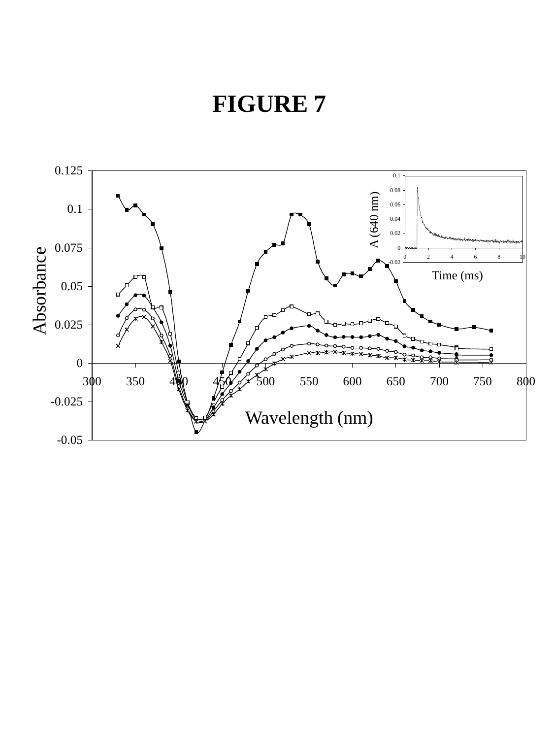# FIGURE 7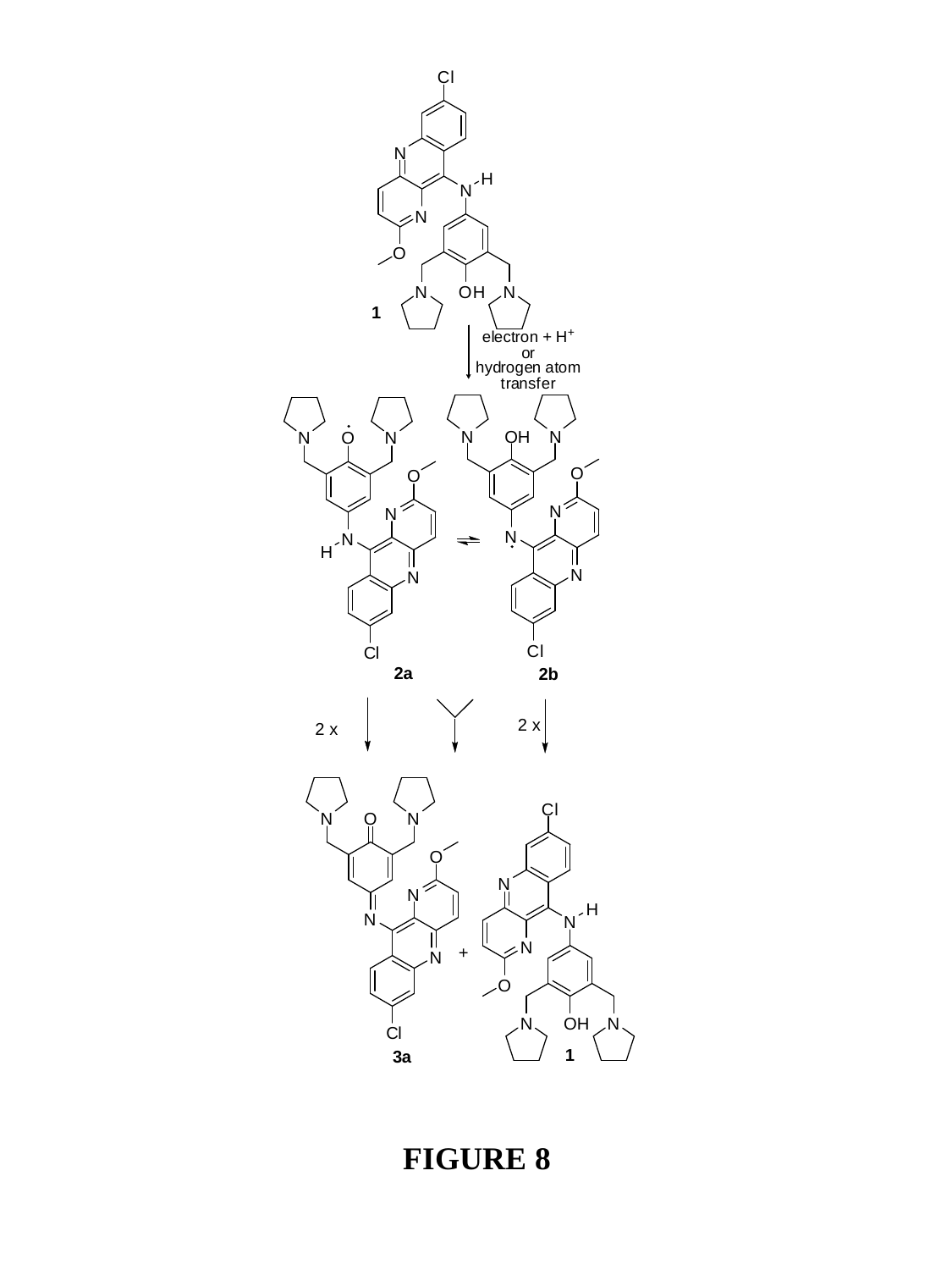**FIGURE 8**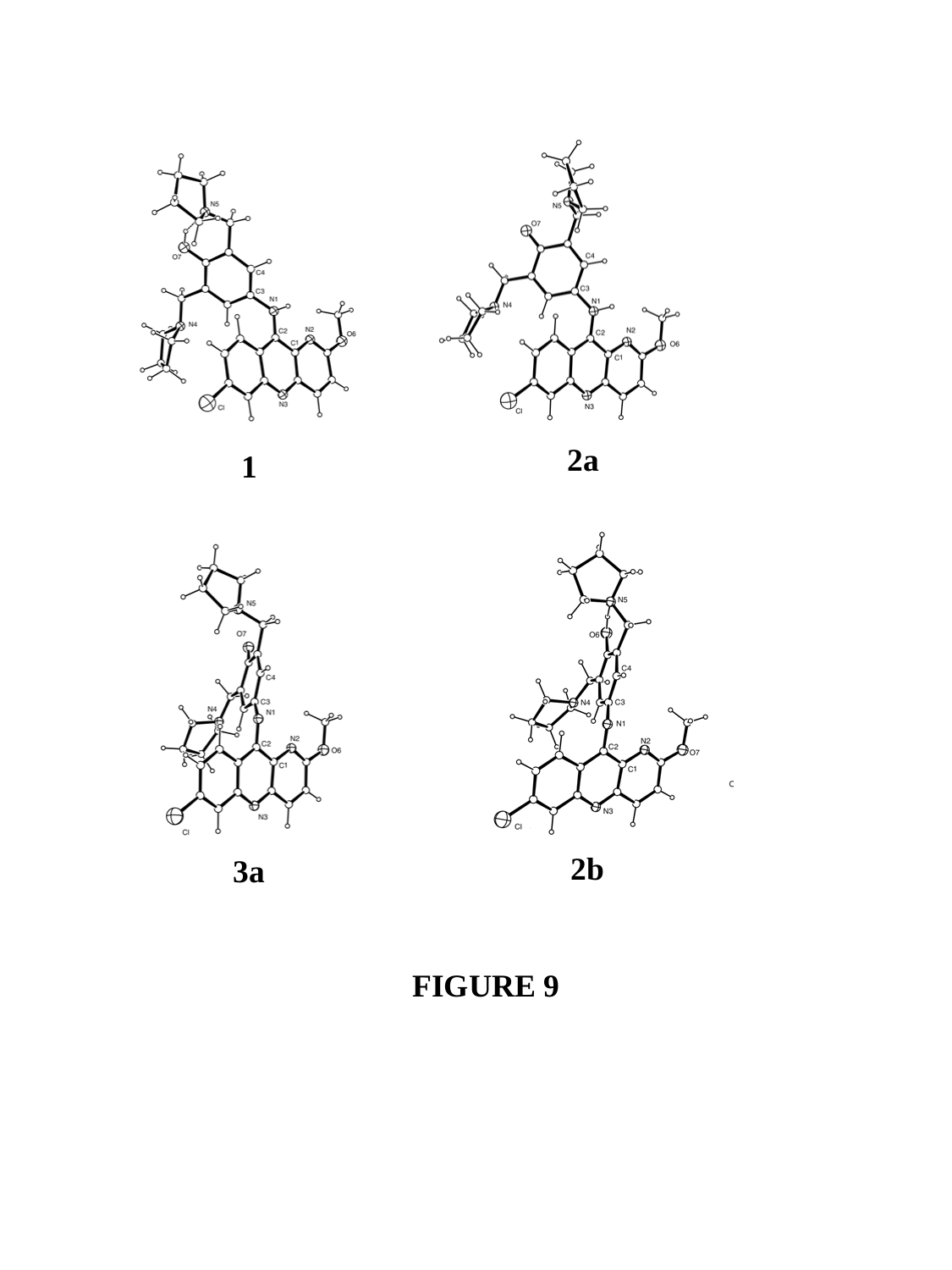1

2a

3a

2b

FIGURE 9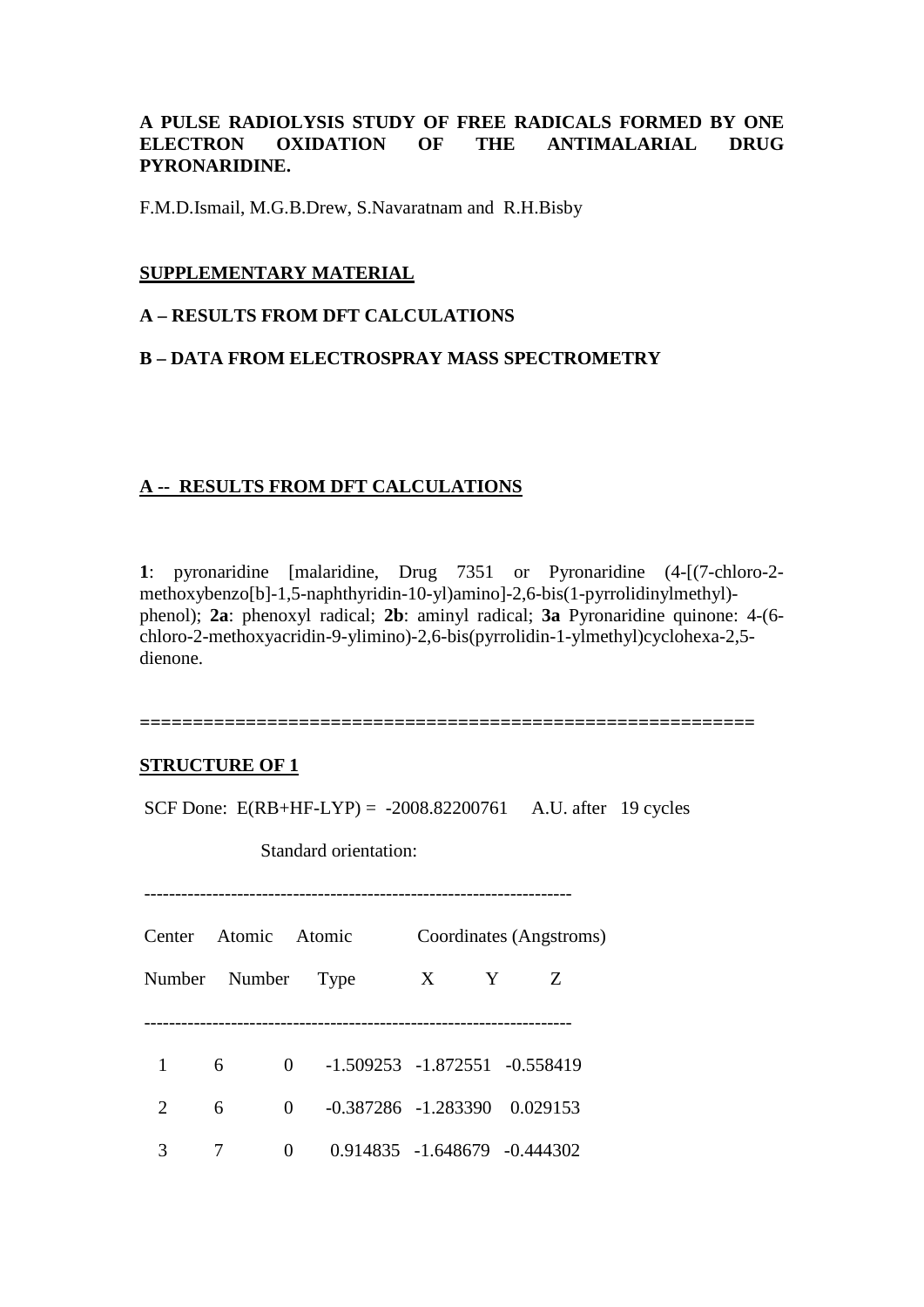**A PULSE RADIOLYSIS STUDY OF FREE RADICALS FORMED BY ONE ELECTRON OXIDATION OF THE ANTIMALARIAL DRUG PYRONARIDINE.**

F.M.D.Ismail, M.G.B.Drew, S.Navaratnam and R.H.Bisby

## SUPPLEMENTARY MATERIAL

### A – RESULTS FROM DFT CALCULATIONS

### B – DATA FROM ELECTROSPRAY MASS SPECTROMETRY

## A -- RESULTS FROM DFT CALCULATIONS

**1**: pyronaridine [malaridine, Drug 7351 or Pyronaridine (4-[(7-chloro-2-methoxybenzo[b]-1,5-naphthyridin-10-yl)amino]-2,6-bis(1-pyrrolidinylmethyl)-phenol); **2a**: phenoxyl radical; **2b**: aminyl radical; **3a** Pyronaridine quinone: 4-(6-chloro-2-methoxyacridin-9-ylimino)-2,6-bis(pyrrolidin-1-ylmethyl)cyclohexa-2,5-dienone.

==========================================================

### STRUCTURE OF 1

SCF Done: E(RB+HF-LYP) = -2008.82200761 A.U. after 19 cycles

Standard orientation:

| Center Number | Atomic Number | Atomic Type | X | Y | Z |
|---|---|---|---|---|---|
| 1 | 6 | 0 | -1.509253 | -1.872551 | -0.558419 |
| 2 | 6 | 0 | -0.387286 | -1.283390 | 0.029153 |
| 3 | 7 | 0 | 0.914835 | -1.648679 | -0.444302 |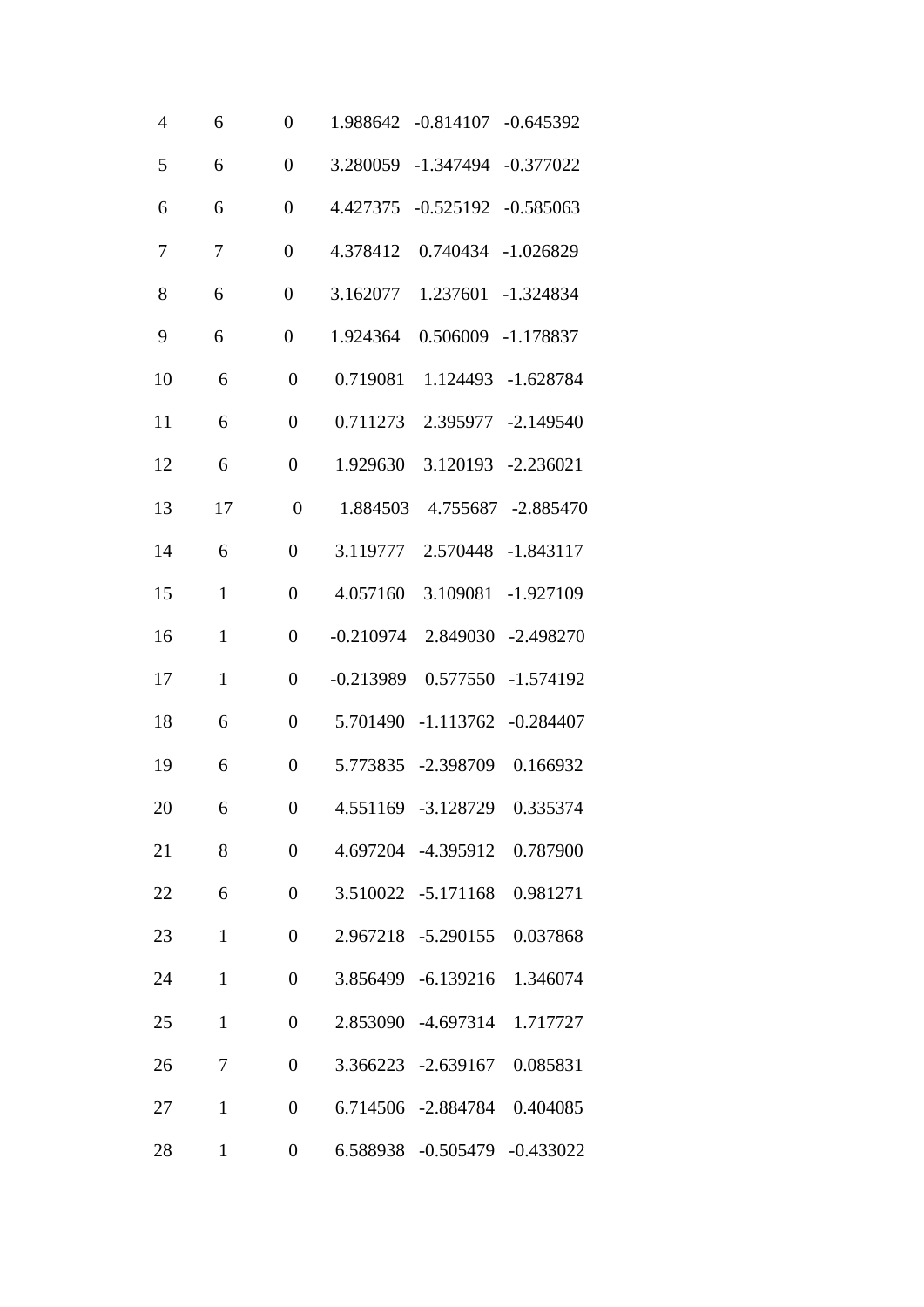| | | | | | |
|---|---|---|---|---|---|
| 4 | 6 | 0 | 1.988642 | -0.814107 | -0.645392 |
| 5 | 6 | 0 | 3.280059 | -1.347494 | -0.377022 |
| 6 | 6 | 0 | 4.427375 | -0.525192 | -0.585063 |
| 7 | 7 | 0 | 4.378412 | 0.740434 | -1.026829 |
| 8 | 6 | 0 | 3.162077 | 1.237601 | -1.324834 |
| 9 | 6 | 0 | 1.924364 | 0.506009 | -1.178837 |
| 10 | 6 | 0 | 0.719081 | 1.124493 | -1.628784 |
| 11 | 6 | 0 | 0.711273 | 2.395977 | -2.149540 |
| 12 | 6 | 0 | 1.929630 | 3.120193 | -2.236021 |
| 13 | 17 | 0 | 1.884503 | 4.755687 | -2.885470 |
| 14 | 6 | 0 | 3.119777 | 2.570448 | -1.843117 |
| 15 | 1 | 0 | 4.057160 | 3.109081 | -1.927109 |
| 16 | 1 | 0 | -0.210974 | 2.849030 | -2.498270 |
| 17 | 1 | 0 | -0.213989 | 0.577550 | -1.574192 |
| 18 | 6 | 0 | 5.701490 | -1.113762 | -0.284407 |
| 19 | 6 | 0 | 5.773835 | -2.398709 | 0.166932 |
| 20 | 6 | 0 | 4.551169 | -3.128729 | 0.335374 |
| 21 | 8 | 0 | 4.697204 | -4.395912 | 0.787900 |
| 22 | 6 | 0 | 3.510022 | -5.171168 | 0.981271 |
| 23 | 1 | 0 | 2.967218 | -5.290155 | 0.037868 |
| 24 | 1 | 0 | 3.856499 | -6.139216 | 1.346074 |
| 25 | 1 | 0 | 2.853090 | -4.697314 | 1.717727 |
| 26 | 7 | 0 | 3.366223 | -2.639167 | 0.085831 |
| 27 | 1 | 0 | 6.714506 | -2.884784 | 0.404085 |
| 28 | 1 | 0 | 6.588938 | -0.505479 | -0.433022 |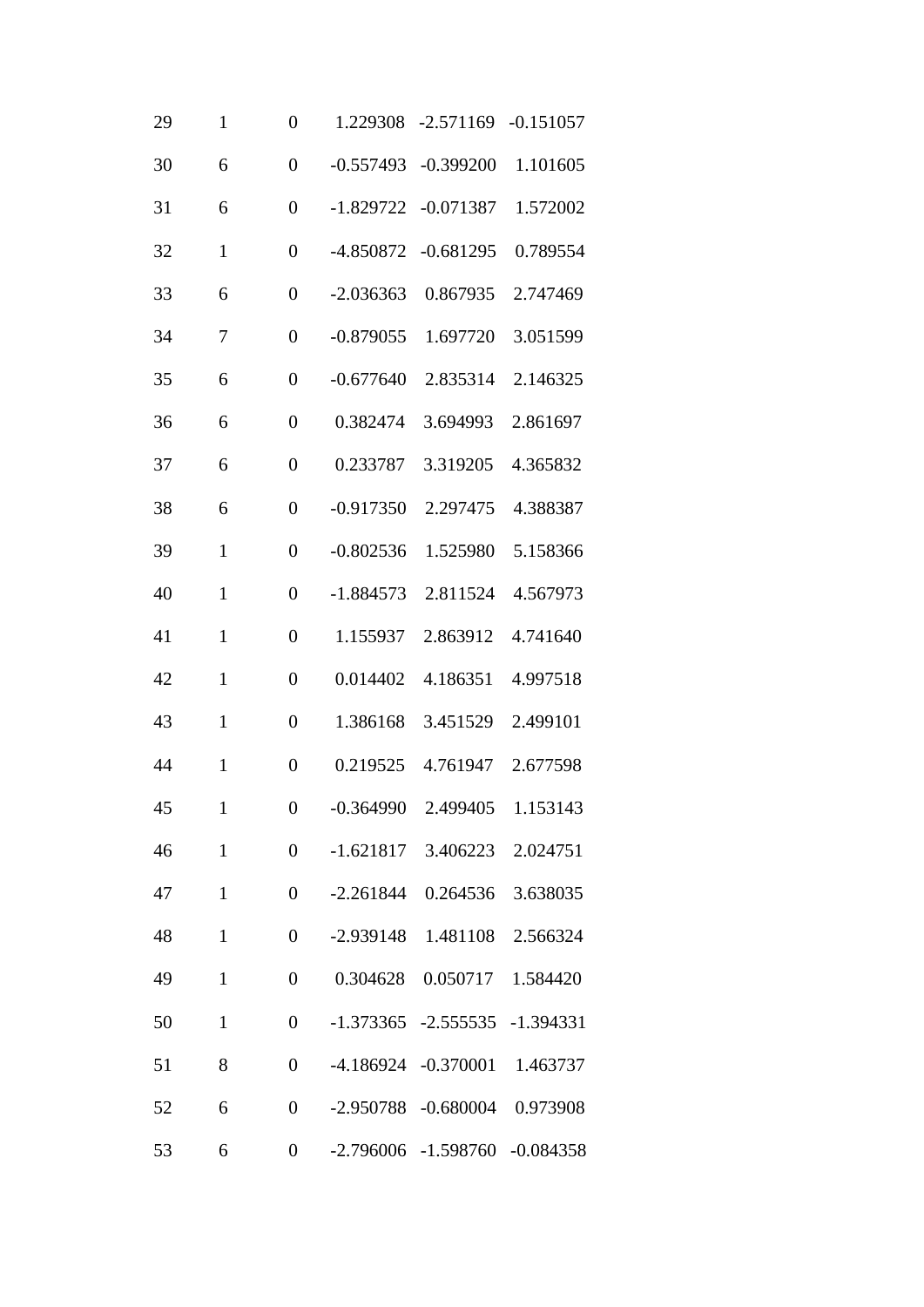| | | | | | |
|---|---|---|---|---|---|
| 29 | 1 | 0 | 1.229308 | -2.571169 | -0.151057 |
| 30 | 6 | 0 | -0.557493 | -0.399200 | 1.101605 |
| 31 | 6 | 0 | -1.829722 | -0.071387 | 1.572002 |
| 32 | 1 | 0 | -4.850872 | -0.681295 | 0.789554 |
| 33 | 6 | 0 | -2.036363 | 0.867935 | 2.747469 |
| 34 | 7 | 0 | -0.879055 | 1.697720 | 3.051599 |
| 35 | 6 | 0 | -0.677640 | 2.835314 | 2.146325 |
| 36 | 6 | 0 | 0.382474 | 3.694993 | 2.861697 |
| 37 | 6 | 0 | 0.233787 | 3.319205 | 4.365832 |
| 38 | 6 | 0 | -0.917350 | 2.297475 | 4.388387 |
| 39 | 1 | 0 | -0.802536 | 1.525980 | 5.158366 |
| 40 | 1 | 0 | -1.884573 | 2.811524 | 4.567973 |
| 41 | 1 | 0 | 1.155937 | 2.863912 | 4.741640 |
| 42 | 1 | 0 | 0.014402 | 4.186351 | 4.997518 |
| 43 | 1 | 0 | 1.386168 | 3.451529 | 2.499101 |
| 44 | 1 | 0 | 0.219525 | 4.761947 | 2.677598 |
| 45 | 1 | 0 | -0.364990 | 2.499405 | 1.153143 |
| 46 | 1 | 0 | -1.621817 | 3.406223 | 2.024751 |
| 47 | 1 | 0 | -2.261844 | 0.264536 | 3.638035 |
| 48 | 1 | 0 | -2.939148 | 1.481108 | 2.566324 |
| 49 | 1 | 0 | 0.304628 | 0.050717 | 1.584420 |
| 50 | 1 | 0 | -1.373365 | -2.555535 | -1.394331 |
| 51 | 8 | 0 | -4.186924 | -0.370001 | 1.463737 |
| 52 | 6 | 0 | -2.950788 | -0.680004 | 0.973908 |
| 53 | 6 | 0 | -2.796006 | -1.598760 | -0.084358 |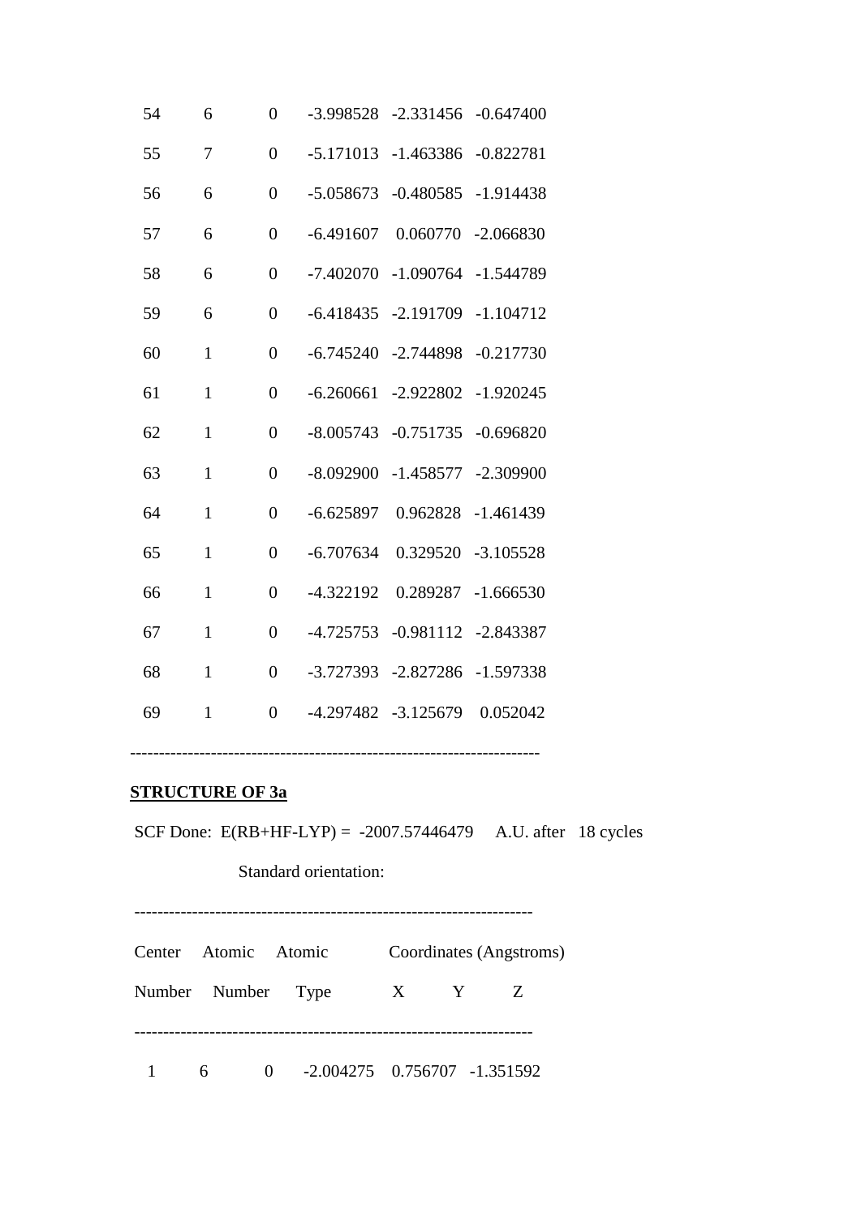| | | | | | |
|---|---|---|---|---|---|
| 54 | 6 | 0 | -3.998528 | -2.331456 | -0.647400 |
| 55 | 7 | 0 | -5.171013 | -1.463386 | -0.822781 |
| 56 | 6 | 0 | -5.058673 | -0.480585 | -1.914438 |
| 57 | 6 | 0 | -6.491607 | 0.060770 | -2.066830 |
| 58 | 6 | 0 | -7.402070 | -1.090764 | -1.544789 |
| 59 | 6 | 0 | -6.418435 | -2.191709 | -1.104712 |
| 60 | 1 | 0 | -6.745240 | -2.744898 | -0.217730 |
| 61 | 1 | 0 | -6.260661 | -2.922802 | -1.920245 |
| 62 | 1 | 0 | -8.005743 | -0.751735 | -0.696820 |
| 63 | 1 | 0 | -8.092900 | -1.458577 | -2.309900 |
| 64 | 1 | 0 | -6.625897 | 0.962828 | -1.461439 |
| 65 | 1 | 0 | -6.707634 | 0.329520 | -3.105528 |
| 66 | 1 | 0 | -4.322192 | 0.289287 | -1.666530 |
| 67 | 1 | 0 | -4.725753 | -0.981112 | -2.843387 |
| 68 | 1 | 0 | -3.727393 | -2.827286 | -1.597338 |
| 69 | 1 | 0 | -4.297482 | -3.125679 | 0.052042 |

---------------------------------------------------------------------

**STRUCTURE OF 3a**

SCF Done: E(RB+HF-LYP) = -2007.57446479 A.U. after 18 cycles

Standard orientation:

| Center Number | Atomic Number | Atomic Type | Coordinates (Angstroms) X | Y | Z |
|---|---|---|---|---|---|
| 1 | 6 | 0 | -2.004275 | 0.756707 | -1.351592 |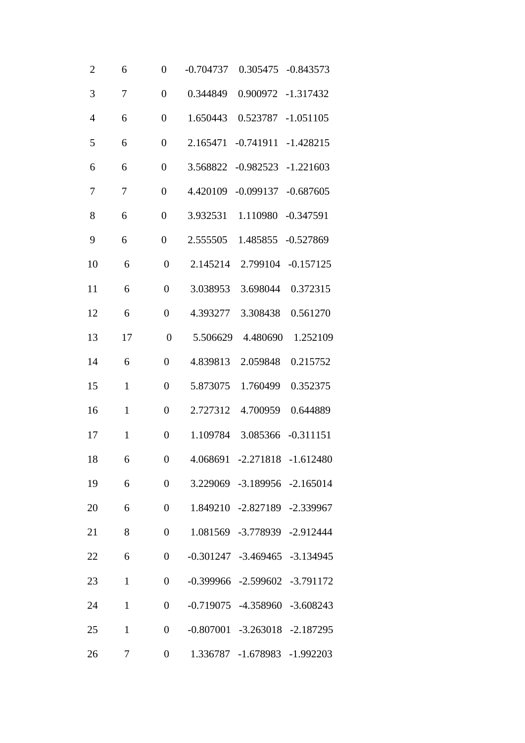| | | | | | |
|---|---|---|---|---|---|
| 2 | 6 | 0 | -0.704737 | 0.305475 | -0.843573 |
| 3 | 7 | 0 | 0.344849 | 0.900972 | -1.317432 |
| 4 | 6 | 0 | 1.650443 | 0.523787 | -1.051105 |
| 5 | 6 | 0 | 2.165471 | -0.741911 | -1.428215 |
| 6 | 6 | 0 | 3.568822 | -0.982523 | -1.221603 |
| 7 | 7 | 0 | 4.420109 | -0.099137 | -0.687605 |
| 8 | 6 | 0 | 3.932531 | 1.110980 | -0.347591 |
| 9 | 6 | 0 | 2.555505 | 1.485855 | -0.527869 |
| 10 | 6 | 0 | 2.145214 | 2.799104 | -0.157125 |
| 11 | 6 | 0 | 3.038953 | 3.698044 | 0.372315 |
| 12 | 6 | 0 | 4.393277 | 3.308438 | 0.561270 |
| 13 | 17 | 0 | 5.506629 | 4.480690 | 1.252109 |
| 14 | 6 | 0 | 4.839813 | 2.059848 | 0.215752 |
| 15 | 1 | 0 | 5.873075 | 1.760499 | 0.352375 |
| 16 | 1 | 0 | 2.727312 | 4.700959 | 0.644889 |
| 17 | 1 | 0 | 1.109784 | 3.085366 | -0.311151 |
| 18 | 6 | 0 | 4.068691 | -2.271818 | -1.612480 |
| 19 | 6 | 0 | 3.229069 | -3.189956 | -2.165014 |
| 20 | 6 | 0 | 1.849210 | -2.827189 | -2.339967 |
| 21 | 8 | 0 | 1.081569 | -3.778939 | -2.912444 |
| 22 | 6 | 0 | -0.301247 | -3.469465 | -3.134945 |
| 23 | 1 | 0 | -0.399966 | -2.599602 | -3.791172 |
| 24 | 1 | 0 | -0.719075 | -4.358960 | -3.608243 |
| 25 | 1 | 0 | -0.807001 | -3.263018 | -2.187295 |
| 26 | 7 | 0 | 1.336787 | -1.678983 | -1.992203 |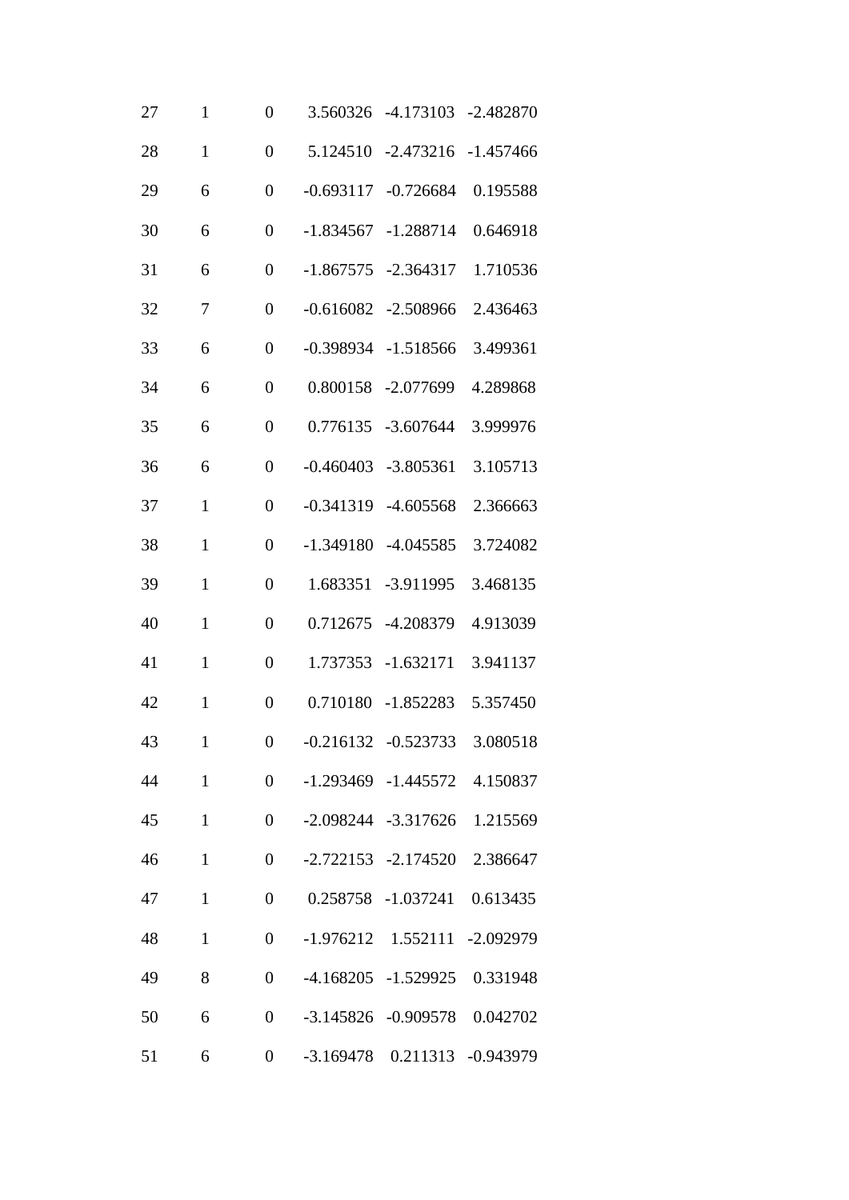| | | | | | |
|---|---|---|---|---|---|
| 27 | 1 | 0 | 3.560326 | -4.173103 | -2.482870 |
| 28 | 1 | 0 | 5.124510 | -2.473216 | -1.457466 |
| 29 | 6 | 0 | -0.693117 | -0.726684 | 0.195588 |
| 30 | 6 | 0 | -1.834567 | -1.288714 | 0.646918 |
| 31 | 6 | 0 | -1.867575 | -2.364317 | 1.710536 |
| 32 | 7 | 0 | -0.616082 | -2.508966 | 2.436463 |
| 33 | 6 | 0 | -0.398934 | -1.518566 | 3.499361 |
| 34 | 6 | 0 | 0.800158 | -2.077699 | 4.289868 |
| 35 | 6 | 0 | 0.776135 | -3.607644 | 3.999976 |
| 36 | 6 | 0 | -0.460403 | -3.805361 | 3.105713 |
| 37 | 1 | 0 | -0.341319 | -4.605568 | 2.366663 |
| 38 | 1 | 0 | -1.349180 | -4.045585 | 3.724082 |
| 39 | 1 | 0 | 1.683351 | -3.911995 | 3.468135 |
| 40 | 1 | 0 | 0.712675 | -4.208379 | 4.913039 |
| 41 | 1 | 0 | 1.737353 | -1.632171 | 3.941137 |
| 42 | 1 | 0 | 0.710180 | -1.852283 | 5.357450 |
| 43 | 1 | 0 | -0.216132 | -0.523733 | 3.080518 |
| 44 | 1 | 0 | -1.293469 | -1.445572 | 4.150837 |
| 45 | 1 | 0 | -2.098244 | -3.317626 | 1.215569 |
| 46 | 1 | 0 | -2.722153 | -2.174520 | 2.386647 |
| 47 | 1 | 0 | 0.258758 | -1.037241 | 0.613435 |
| 48 | 1 | 0 | -1.976212 | 1.552111 | -2.092979 |
| 49 | 8 | 0 | -4.168205 | -1.529925 | 0.331948 |
| 50 | 6 | 0 | -3.145826 | -0.909578 | 0.042702 |
| 51 | 6 | 0 | -3.169478 | 0.211313 | -0.943979 |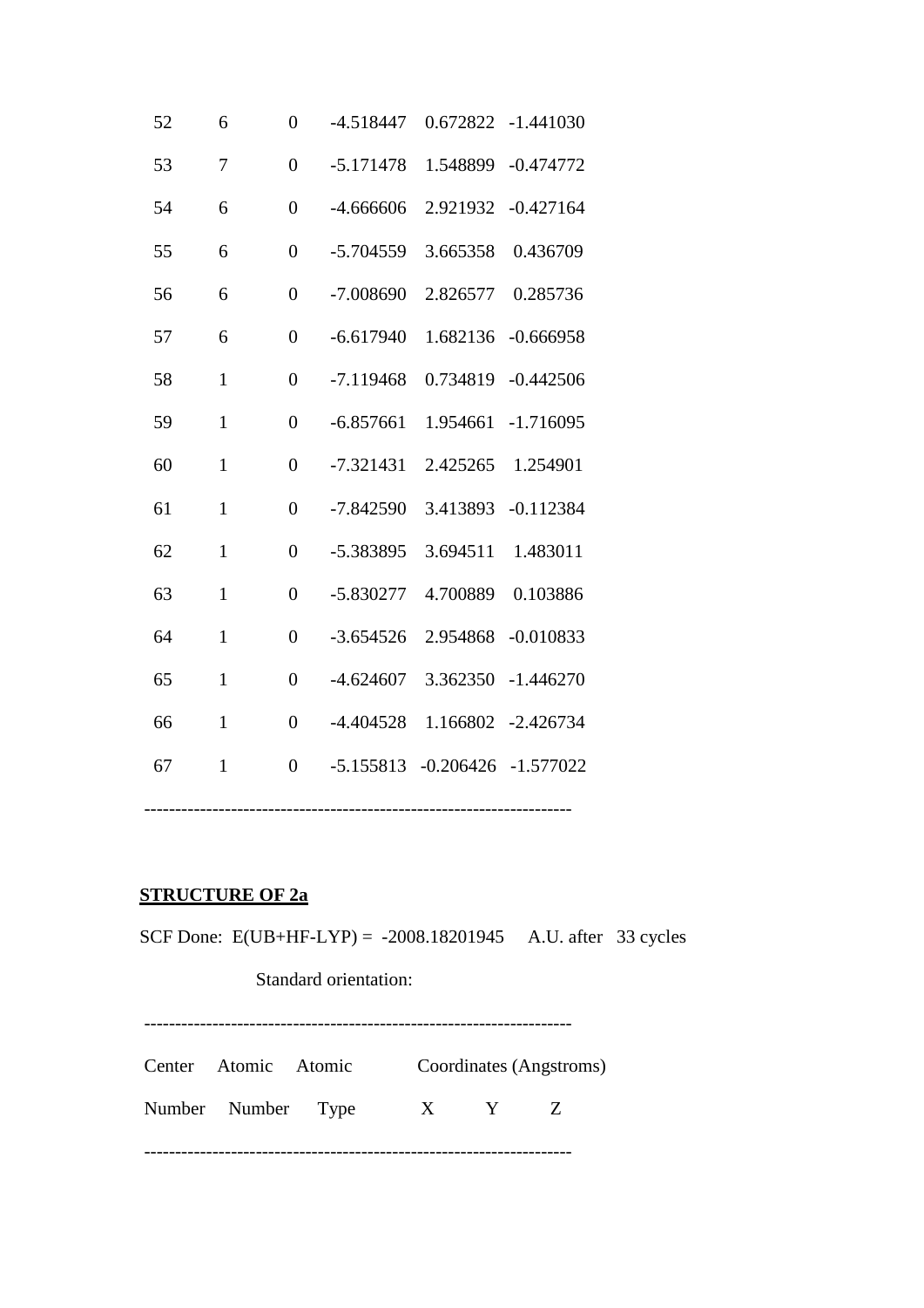| | | | | | |
|---|---|---|---|---|---|
| 52 | 6 | 0 | -4.518447 | 0.672822 | -1.441030 |
| 53 | 7 | 0 | -5.171478 | 1.548899 | -0.474772 |
| 54 | 6 | 0 | -4.666606 | 2.921932 | -0.427164 |
| 55 | 6 | 0 | -5.704559 | 3.665358 | 0.436709 |
| 56 | 6 | 0 | -7.008690 | 2.826577 | 0.285736 |
| 57 | 6 | 0 | -6.617940 | 1.682136 | -0.666958 |
| 58 | 1 | 0 | -7.119468 | 0.734819 | -0.442506 |
| 59 | 1 | 0 | -6.857661 | 1.954661 | -1.716095 |
| 60 | 1 | 0 | -7.321431 | 2.425265 | 1.254901 |
| 61 | 1 | 0 | -7.842590 | 3.413893 | -0.112384 |
| 62 | 1 | 0 | -5.383895 | 3.694511 | 1.483011 |
| 63 | 1 | 0 | -5.830277 | 4.700889 | 0.103886 |
| 64 | 1 | 0 | -3.654526 | 2.954868 | -0.010833 |
| 65 | 1 | 0 | -4.624607 | 3.362350 | -1.446270 |
| 66 | 1 | 0 | -4.404528 | 1.166802 | -2.426734 |
| 67 | 1 | 0 | -5.155813 | -0.206426 | -1.577022 |

---------------------------------------------------------------------

**STRUCTURE OF 2a**

SCF Done: E(UB+HF-LYP) = -2008.18201945 A.U. after 33 cycles

Standard orientation:

| Center Number | Atomic Number | Atomic Type | Coordinates (Angstroms) X | Y | Z |
|---|---|---|---|---|---|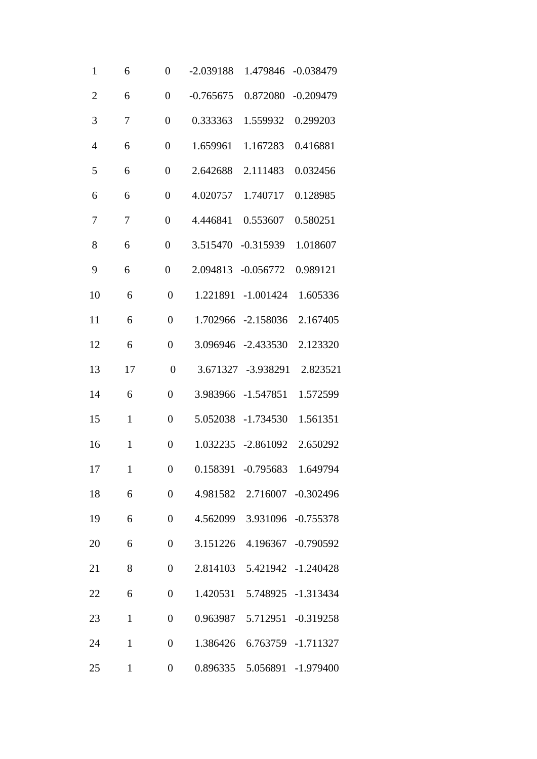| | | | | | |
|---|---|---|---|---|---|
| 1 | 6 | 0 | -2.039188 | 1.479846 | -0.038479 |
| 2 | 6 | 0 | -0.765675 | 0.872080 | -0.209479 |
| 3 | 7 | 0 | 0.333363 | 1.559932 | 0.299203 |
| 4 | 6 | 0 | 1.659961 | 1.167283 | 0.416881 |
| 5 | 6 | 0 | 2.642688 | 2.111483 | 0.032456 |
| 6 | 6 | 0 | 4.020757 | 1.740717 | 0.128985 |
| 7 | 7 | 0 | 4.446841 | 0.553607 | 0.580251 |
| 8 | 6 | 0 | 3.515470 | -0.315939 | 1.018607 |
| 9 | 6 | 0 | 2.094813 | -0.056772 | 0.989121 |
| 10 | 6 | 0 | 1.221891 | -1.001424 | 1.605336 |
| 11 | 6 | 0 | 1.702966 | -2.158036 | 2.167405 |
| 12 | 6 | 0 | 3.096946 | -2.433530 | 2.123320 |
| 13 | 17 | 0 | 3.671327 | -3.938291 | 2.823521 |
| 14 | 6 | 0 | 3.983966 | -1.547851 | 1.572599 |
| 15 | 1 | 0 | 5.052038 | -1.734530 | 1.561351 |
| 16 | 1 | 0 | 1.032235 | -2.861092 | 2.650292 |
| 17 | 1 | 0 | 0.158391 | -0.795683 | 1.649794 |
| 18 | 6 | 0 | 4.981582 | 2.716007 | -0.302496 |
| 19 | 6 | 0 | 4.562099 | 3.931096 | -0.755378 |
| 20 | 6 | 0 | 3.151226 | 4.196367 | -0.790592 |
| 21 | 8 | 0 | 2.814103 | 5.421942 | -1.240428 |
| 22 | 6 | 0 | 1.420531 | 5.748925 | -1.313434 |
| 23 | 1 | 0 | 0.963987 | 5.712951 | -0.319258 |
| 24 | 1 | 0 | 1.386426 | 6.763759 | -1.711327 |
| 25 | 1 | 0 | 0.896335 | 5.056891 | -1.979400 |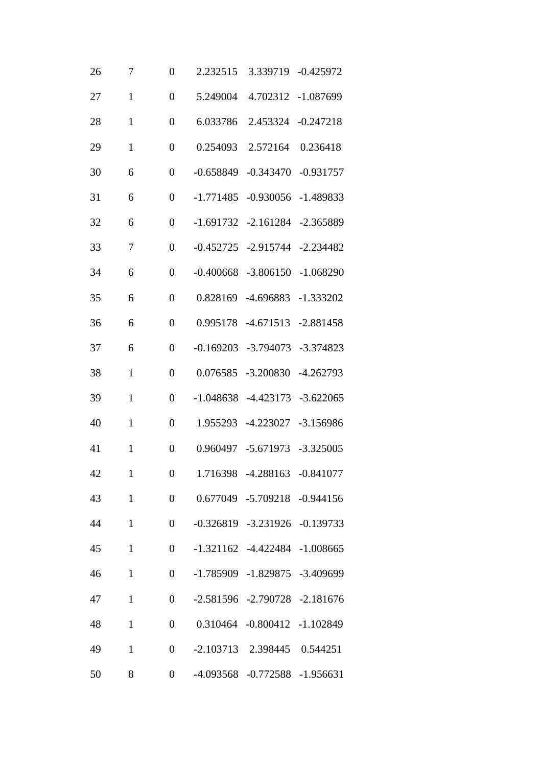| | | | | | |
|---|---|---|---|---|---|
| 26 | 7 | 0 | 2.232515 | 3.339719 | -0.425972 |
| 27 | 1 | 0 | 5.249004 | 4.702312 | -1.087699 |
| 28 | 1 | 0 | 6.033786 | 2.453324 | -0.247218 |
| 29 | 1 | 0 | 0.254093 | 2.572164 | 0.236418 |
| 30 | 6 | 0 | -0.658849 | -0.343470 | -0.931757 |
| 31 | 6 | 0 | -1.771485 | -0.930056 | -1.489833 |
| 32 | 6 | 0 | -1.691732 | -2.161284 | -2.365889 |
| 33 | 7 | 0 | -0.452725 | -2.915744 | -2.234482 |
| 34 | 6 | 0 | -0.400668 | -3.806150 | -1.068290 |
| 35 | 6 | 0 | 0.828169 | -4.696883 | -1.333202 |
| 36 | 6 | 0 | 0.995178 | -4.671513 | -2.881458 |
| 37 | 6 | 0 | -0.169203 | -3.794073 | -3.374823 |
| 38 | 1 | 0 | 0.076585 | -3.200830 | -4.262793 |
| 39 | 1 | 0 | -1.048638 | -4.423173 | -3.622065 |
| 40 | 1 | 0 | 1.955293 | -4.223027 | -3.156986 |
| 41 | 1 | 0 | 0.960497 | -5.671973 | -3.325005 |
| 42 | 1 | 0 | 1.716398 | -4.288163 | -0.841077 |
| 43 | 1 | 0 | 0.677049 | -5.709218 | -0.944156 |
| 44 | 1 | 0 | -0.326819 | -3.231926 | -0.139733 |
| 45 | 1 | 0 | -1.321162 | -4.422484 | -1.008665 |
| 46 | 1 | 0 | -1.785909 | -1.829875 | -3.409699 |
| 47 | 1 | 0 | -2.581596 | -2.790728 | -2.181676 |
| 48 | 1 | 0 | 0.310464 | -0.800412 | -1.102849 |
| 49 | 1 | 0 | -2.103713 | 2.398445 | 0.544251 |
| 50 | 8 | 0 | -4.093568 | -0.772588 | -1.956631 |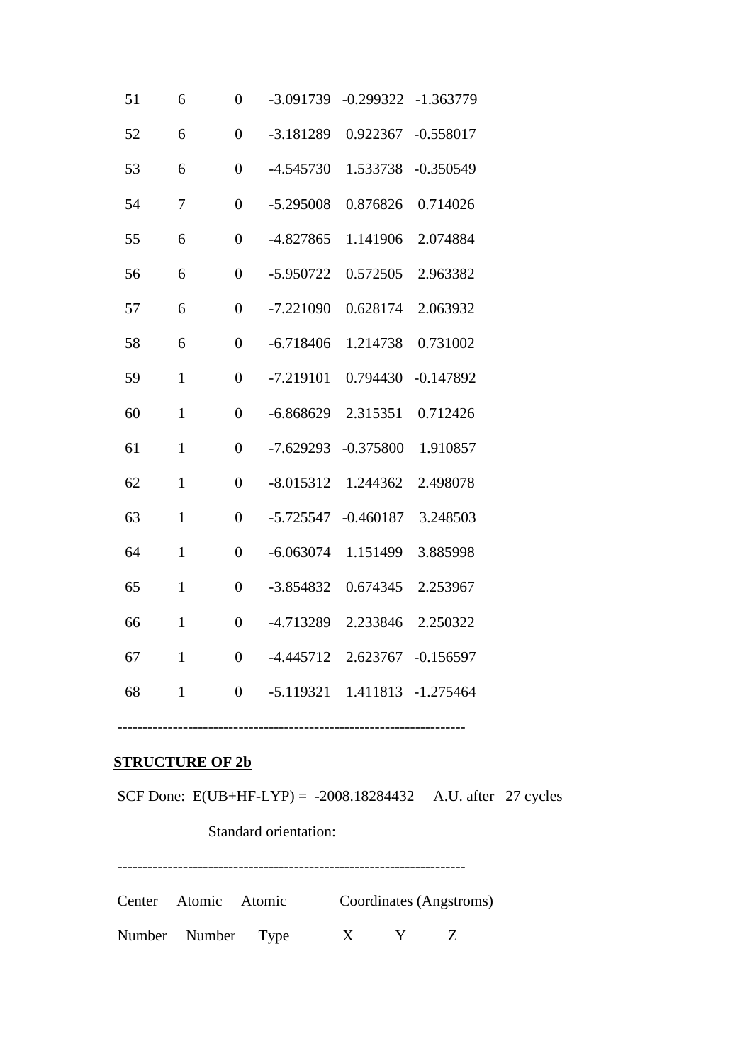| | | | | | |
|---|---|---|---|---|---|
| 51 | 6 | 0 | -3.091739 | -0.299322 | -1.363779 |
| 52 | 6 | 0 | -3.181289 | 0.922367 | -0.558017 |
| 53 | 6 | 0 | -4.545730 | 1.533738 | -0.350549 |
| 54 | 7 | 0 | -5.295008 | 0.876826 | 0.714026 |
| 55 | 6 | 0 | -4.827865 | 1.141906 | 2.074884 |
| 56 | 6 | 0 | -5.950722 | 0.572505 | 2.963382 |
| 57 | 6 | 0 | -7.221090 | 0.628174 | 2.063932 |
| 58 | 6 | 0 | -6.718406 | 1.214738 | 0.731002 |
| 59 | 1 | 0 | -7.219101 | 0.794430 | -0.147892 |
| 60 | 1 | 0 | -6.868629 | 2.315351 | 0.712426 |
| 61 | 1 | 0 | -7.629293 | -0.375800 | 1.910857 |
| 62 | 1 | 0 | -8.015312 | 1.244362 | 2.498078 |
| 63 | 1 | 0 | -5.725547 | -0.460187 | 3.248503 |
| 64 | 1 | 0 | -6.063074 | 1.151499 | 3.885998 |
| 65 | 1 | 0 | -3.854832 | 0.674345 | 2.253967 |
| 66 | 1 | 0 | -4.713289 | 2.233846 | 2.250322 |
| 67 | 1 | 0 | -4.445712 | 2.623767 | -0.156597 |
| 68 | 1 | 0 | -5.119321 | 1.411813 | -1.275464 |

---------------------------------------------------------------------

**STRUCTURE OF 2b**

SCF Done: E(UB+HF-LYP) = -2008.18284432 A.U. after 27 cycles

Standard orientation:

---------------------------------------------------------------------

| Center Number | Atomic Number | Atomic Type | Coordinates (Angstroms) X | Y | Z |
|---|---|---|---|---|---|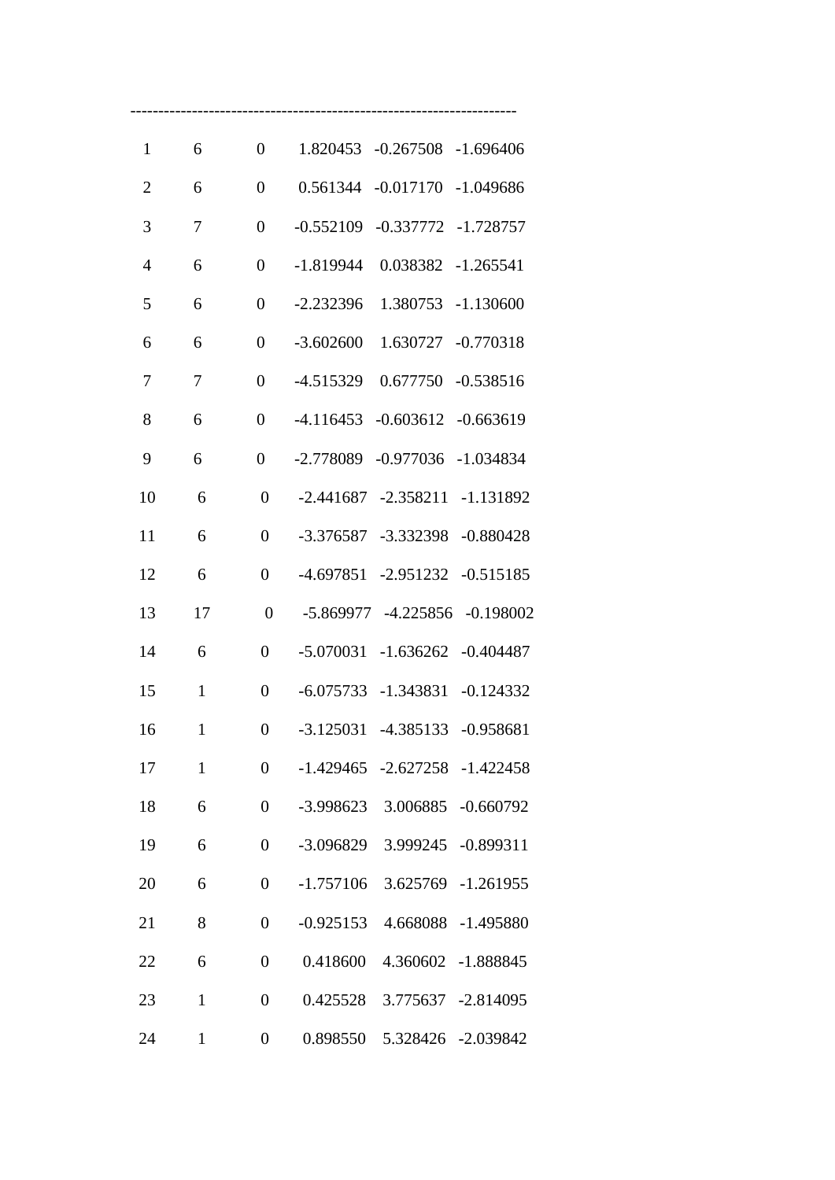---------------------------------------------------------------------

| | | | | | |
|---|---|---|---|---|---|
| 1 | 6 | 0 | 1.820453 | -0.267508 | -1.696406 |
| 2 | 6 | 0 | 0.561344 | -0.017170 | -1.049686 |
| 3 | 7 | 0 | -0.552109 | -0.337772 | -1.728757 |
| 4 | 6 | 0 | -1.819944 | 0.038382 | -1.265541 |
| 5 | 6 | 0 | -2.232396 | 1.380753 | -1.130600 |
| 6 | 6 | 0 | -3.602600 | 1.630727 | -0.770318 |
| 7 | 7 | 0 | -4.515329 | 0.677750 | -0.538516 |
| 8 | 6 | 0 | -4.116453 | -0.603612 | -0.663619 |
| 9 | 6 | 0 | -2.778089 | -0.977036 | -1.034834 |
| 10 | 6 | 0 | -2.441687 | -2.358211 | -1.131892 |
| 11 | 6 | 0 | -3.376587 | -3.332398 | -0.880428 |
| 12 | 6 | 0 | -4.697851 | -2.951232 | -0.515185 |
| 13 | 17 | 0 | -5.869977 | -4.225856 | -0.198002 |
| 14 | 6 | 0 | -5.070031 | -1.636262 | -0.404487 |
| 15 | 1 | 0 | -6.075733 | -1.343831 | -0.124332 |
| 16 | 1 | 0 | -3.125031 | -4.385133 | -0.958681 |
| 17 | 1 | 0 | -1.429465 | -2.627258 | -1.422458 |
| 18 | 6 | 0 | -3.998623 | 3.006885 | -0.660792 |
| 19 | 6 | 0 | -3.096829 | 3.999245 | -0.899311 |
| 20 | 6 | 0 | -1.757106 | 3.625769 | -1.261955 |
| 21 | 8 | 0 | -0.925153 | 4.668088 | -1.495880 |
| 22 | 6 | 0 | 0.418600 | 4.360602 | -1.888845 |
| 23 | 1 | 0 | 0.425528 | 3.775637 | -2.814095 |
| 24 | 1 | 0 | 0.898550 | 5.328426 | -2.039842 |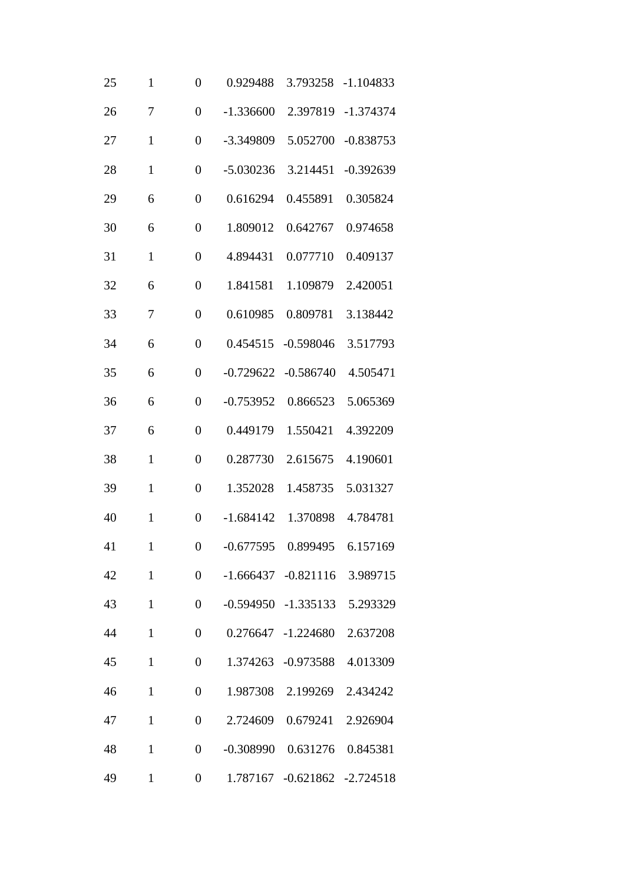| | | | | | |
|---|---|---|---|---|---|
| 25 | 1 | 0 | 0.929488 | 3.793258 | -1.104833 |
| 26 | 7 | 0 | -1.336600 | 2.397819 | -1.374374 |
| 27 | 1 | 0 | -3.349809 | 5.052700 | -0.838753 |
| 28 | 1 | 0 | -5.030236 | 3.214451 | -0.392639 |
| 29 | 6 | 0 | 0.616294 | 0.455891 | 0.305824 |
| 30 | 6 | 0 | 1.809012 | 0.642767 | 0.974658 |
| 31 | 1 | 0 | 4.894431 | 0.077710 | 0.409137 |
| 32 | 6 | 0 | 1.841581 | 1.109879 | 2.420051 |
| 33 | 7 | 0 | 0.610985 | 0.809781 | 3.138442 |
| 34 | 6 | 0 | 0.454515 | -0.598046 | 3.517793 |
| 35 | 6 | 0 | -0.729622 | -0.586740 | 4.505471 |
| 36 | 6 | 0 | -0.753952 | 0.866523 | 5.065369 |
| 37 | 6 | 0 | 0.449179 | 1.550421 | 4.392209 |
| 38 | 1 | 0 | 0.287730 | 2.615675 | 4.190601 |
| 39 | 1 | 0 | 1.352028 | 1.458735 | 5.031327 |
| 40 | 1 | 0 | -1.684142 | 1.370898 | 4.784781 |
| 41 | 1 | 0 | -0.677595 | 0.899495 | 6.157169 |
| 42 | 1 | 0 | -1.666437 | -0.821116 | 3.989715 |
| 43 | 1 | 0 | -0.594950 | -1.335133 | 5.293329 |
| 44 | 1 | 0 | 0.276647 | -1.224680 | 2.637208 |
| 45 | 1 | 0 | 1.374263 | -0.973588 | 4.013309 |
| 46 | 1 | 0 | 1.987308 | 2.199269 | 2.434242 |
| 47 | 1 | 0 | 2.724609 | 0.679241 | 2.926904 |
| 48 | 1 | 0 | -0.308990 | 0.631276 | 0.845381 |
| 49 | 1 | 0 | 1.787167 | -0.621862 | -2.724518 |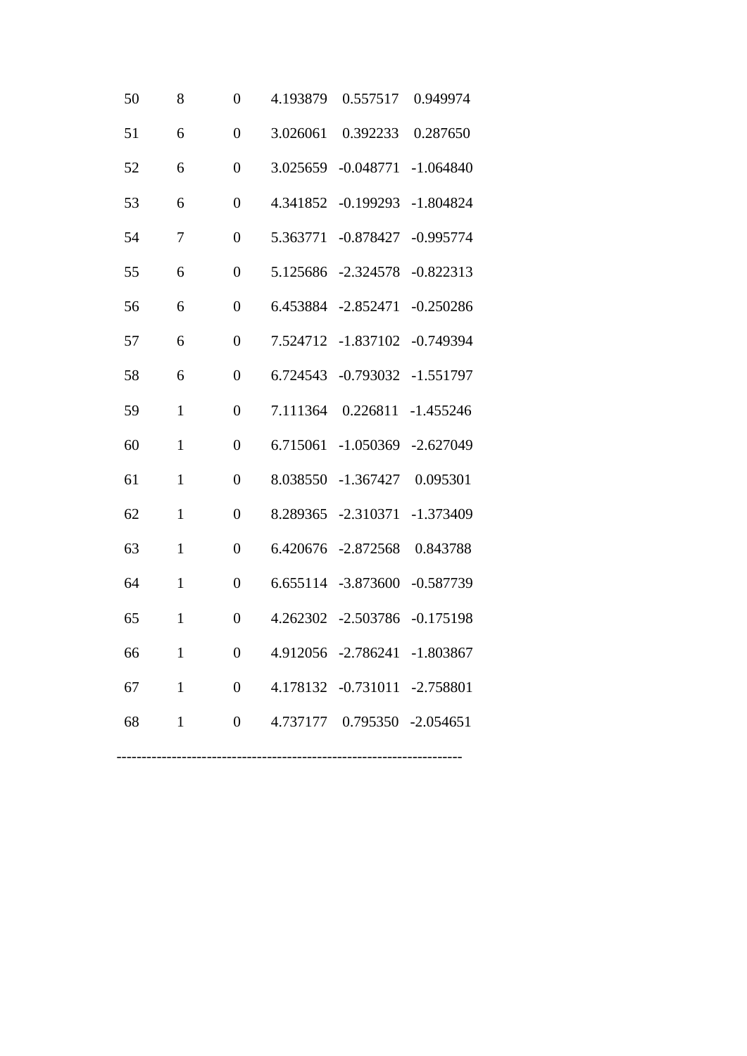| | | | | | |
|---|---|---|---|---|---|
| 50 | 8 | 0 | 4.193879 | 0.557517 | 0.949974 |
| 51 | 6 | 0 | 3.026061 | 0.392233 | 0.287650 |
| 52 | 6 | 0 | 3.025659 | -0.048771 | -1.064840 |
| 53 | 6 | 0 | 4.341852 | -0.199293 | -1.804824 |
| 54 | 7 | 0 | 5.363771 | -0.878427 | -0.995774 |
| 55 | 6 | 0 | 5.125686 | -2.324578 | -0.822313 |
| 56 | 6 | 0 | 6.453884 | -2.852471 | -0.250286 |
| 57 | 6 | 0 | 7.524712 | -1.837102 | -0.749394 |
| 58 | 6 | 0 | 6.724543 | -0.793032 | -1.551797 |
| 59 | 1 | 0 | 7.111364 | 0.226811 | -1.455246 |
| 60 | 1 | 0 | 6.715061 | -1.050369 | -2.627049 |
| 61 | 1 | 0 | 8.038550 | -1.367427 | 0.095301 |
| 62 | 1 | 0 | 8.289365 | -2.310371 | -1.373409 |
| 63 | 1 | 0 | 6.420676 | -2.872568 | 0.843788 |
| 64 | 1 | 0 | 6.655114 | -3.873600 | -0.587739 |
| 65 | 1 | 0 | 4.262302 | -2.503786 | -0.175198 |
| 66 | 1 | 0 | 4.912056 | -2.786241 | -1.803867 |
| 67 | 1 | 0 | 4.178132 | -0.731011 | -2.758801 |
| 68 | 1 | 0 | 4.737177 | 0.795350 | -2.054651 |

---------------------------------------------------------------------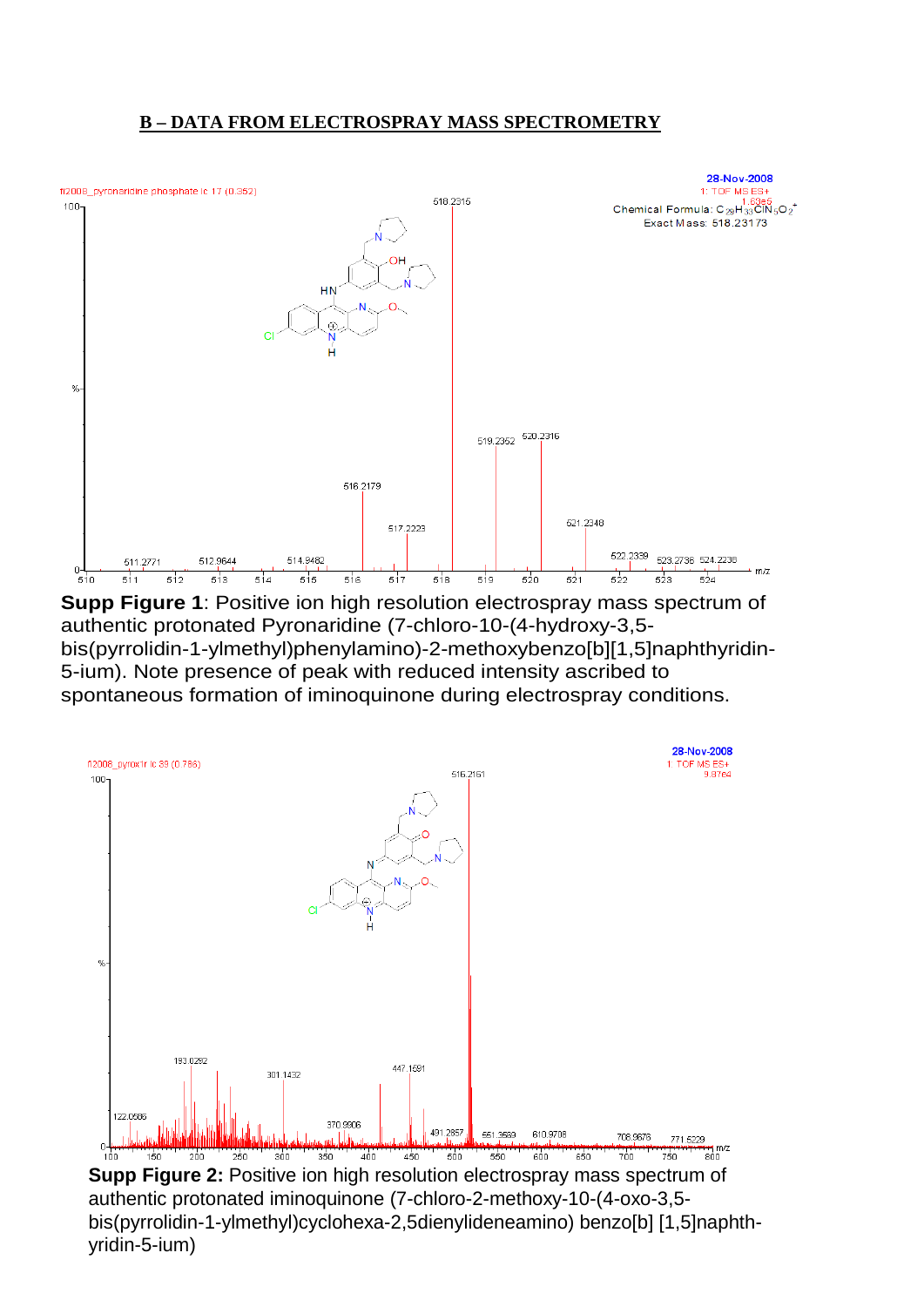## B – DATA FROM ELECTROSPRAY MASS SPECTROMETRY

**Supp Figure 1**: Positive ion high resolution electrospray mass spectrum of authentic protonated Pyronaridine (7-chloro-10-(4-hydroxy-3,5-bis(pyrrolidin-1-ylmethyl)phenylamino)-2-methoxybenzo[b][1,5]naphthyridin-5-ium). Note presence of peak with reduced intensity ascribed to spontaneous formation of iminoquinone during electrospray conditions.

**Supp Figure 2:** Positive ion high resolution electrospray mass spectrum of authentic protonated iminoquinone (7-chloro-2-methoxy-10-(4-oxo-3,5-bis(pyrrolidin-1-ylmethyl)cyclohexa-2,5dienylideneamino) benzo[b] [1,5]naphth-yridin-5-ium)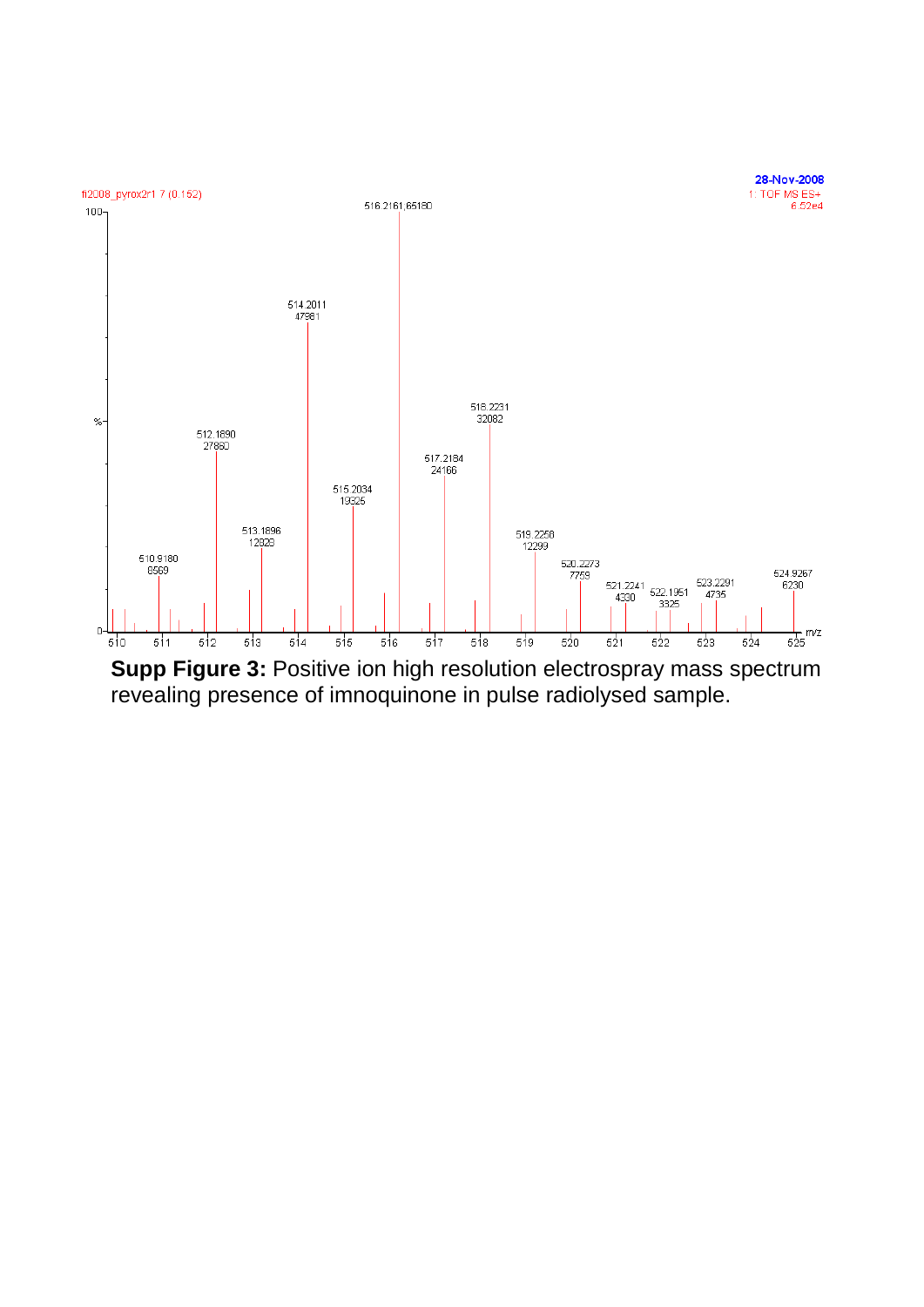fl2008_pyrox2r1 7 (0.152)

28-Nov-2008
1: TOF MS ES+
6.52e4

100
%
0

516.2161,65180
514.2011
47981
518.2231
32082
512.1890
27860
517.2184
24166
515.2034
19525
513.1896
12828
519.2258
12299
510.9180
8569
520.2273
7759
521.2241
4330
522.1951
3325
523.2291
4735
524.9267
6230

510 511 512 513 514 515 516 517 518 519 520 521 522 523 524 525 m/z

**Supp Figure 3:** Positive ion high resolution electrospray mass spectrum revealing presence of imnoquinone in pulse radiolysed sample.